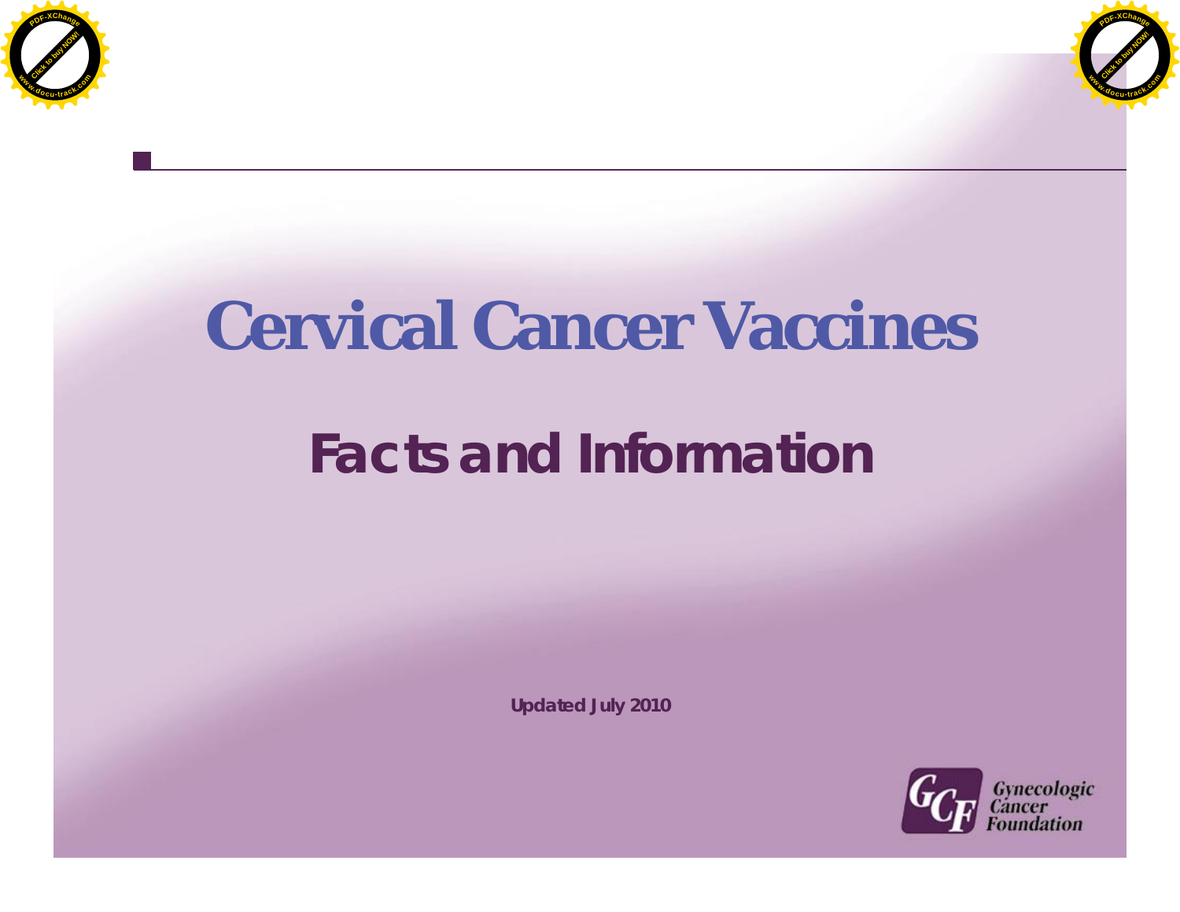# Cervical Cancer Vaccines

## Facts and Information

Updated July 2010

Gynecologic Cancer Foundation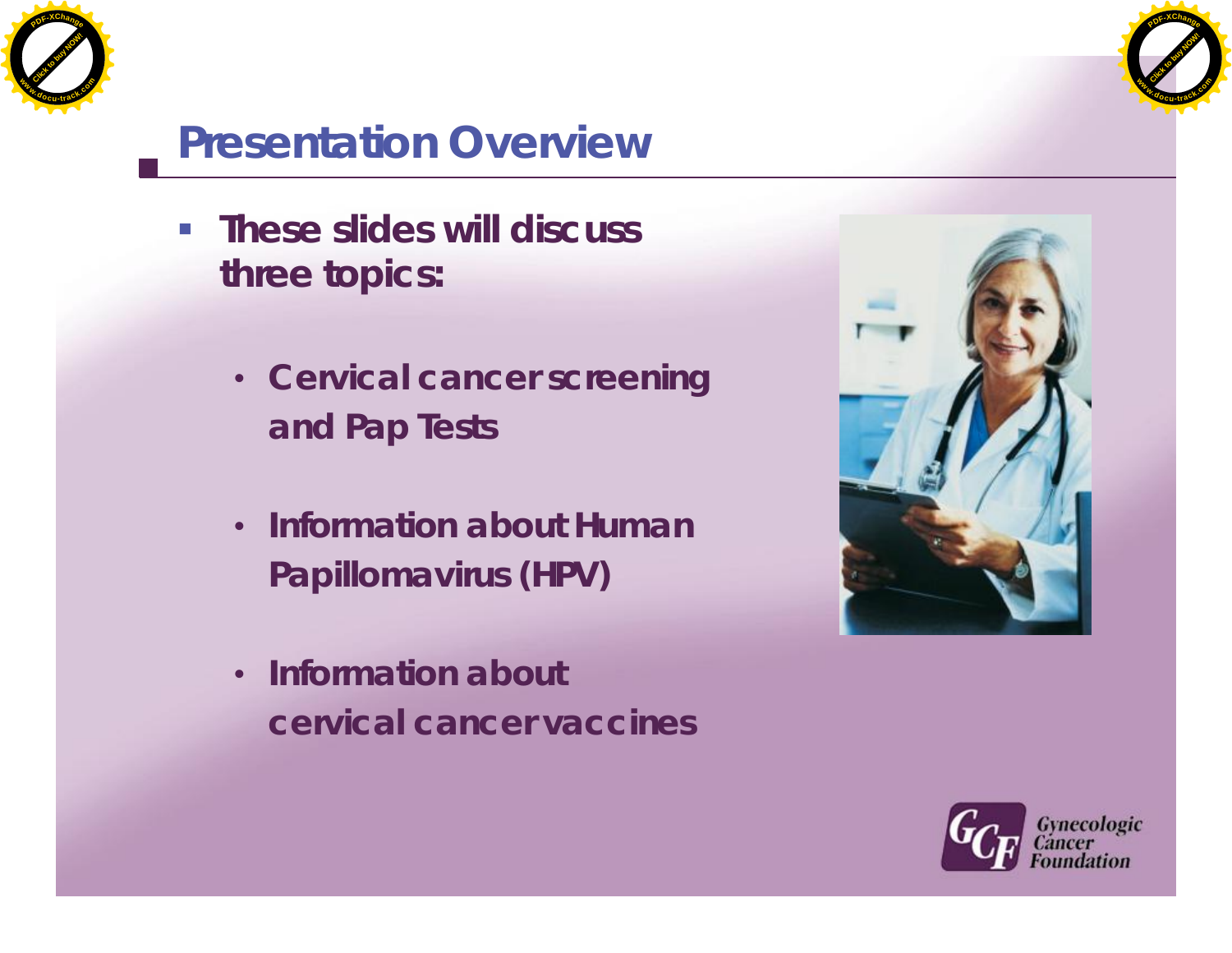# Presentation Overview

- **These slides will discuss three topics:**
  - **Cervical cancer screening and Pap Tests**
  - **Information about Human Papillomavirus (HPV)**
  - **Information about cervical cancer vaccines**

Gynecologic Cancer Foundation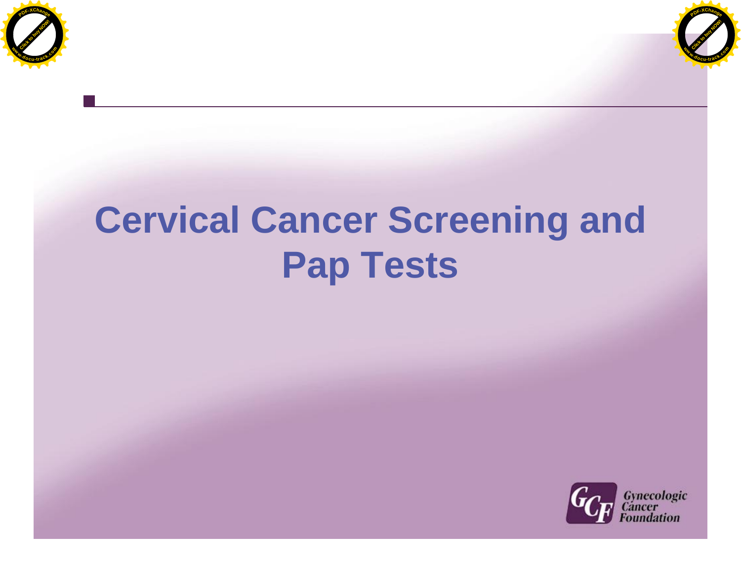# Cervical Cancer Screening and Pap Tests

Gynecologic Cancer Foundation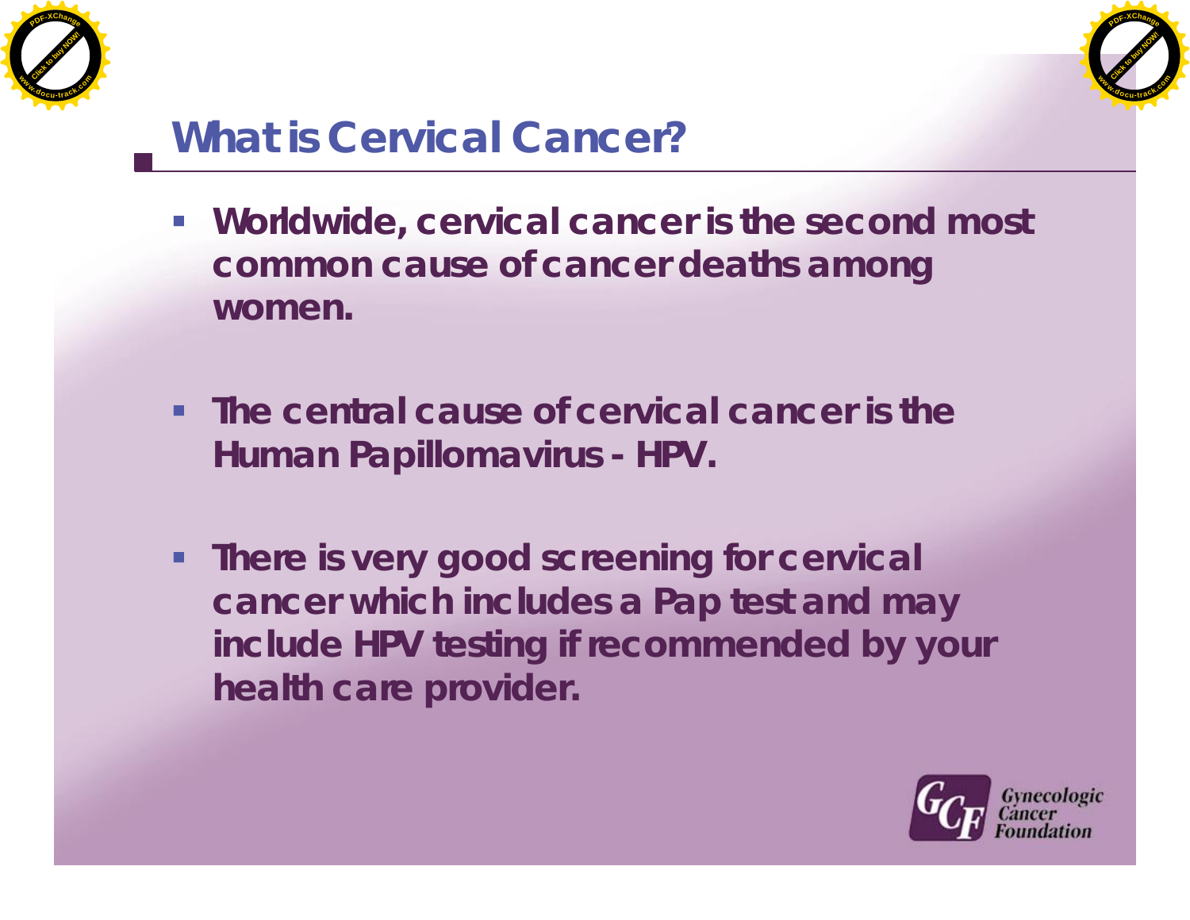# What is Cervical Cancer?

- **Worldwide, cervical cancer is the second most common cause of cancer deaths among women.**

- **The central cause of cervical cancer is the Human Papillomavirus - HPV.**

- **There is very good screening for cervical cancer which includes a Pap test and may include HPV testing if recommended by your health care provider.**

Gynecologic Cancer Foundation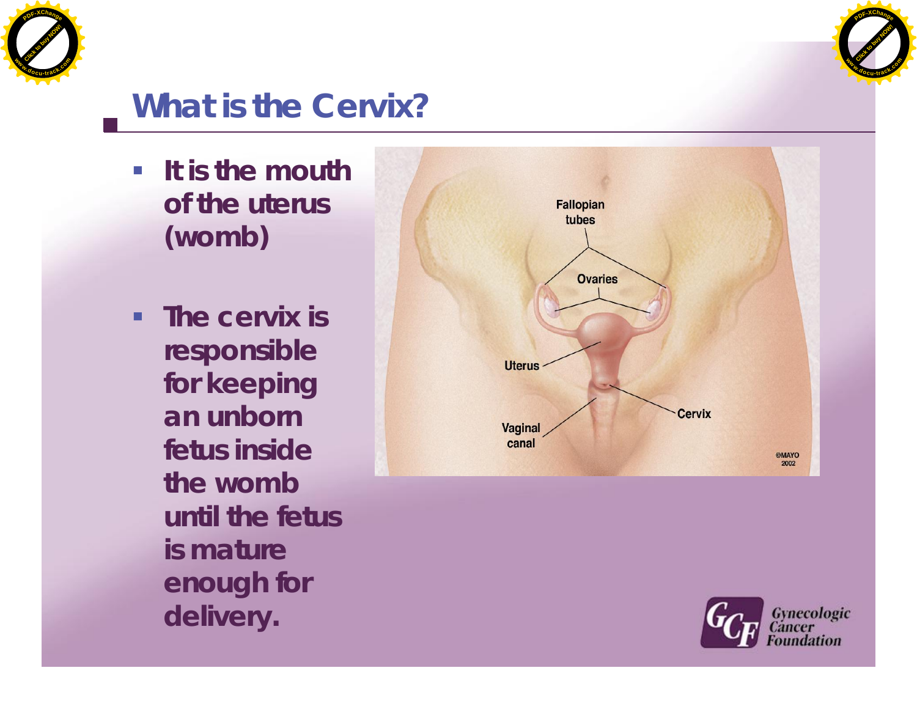# What is the Cervix?

- It is the mouth of the uterus (womb)
- The cervix is responsible for keeping an unborn fetus inside the womb until the fetus is mature enough for delivery.

Fallopian tubes

Ovaries

Uterus

Cervix

Vaginal canal

©MAYO 2002

Gynecologic Cancer Foundation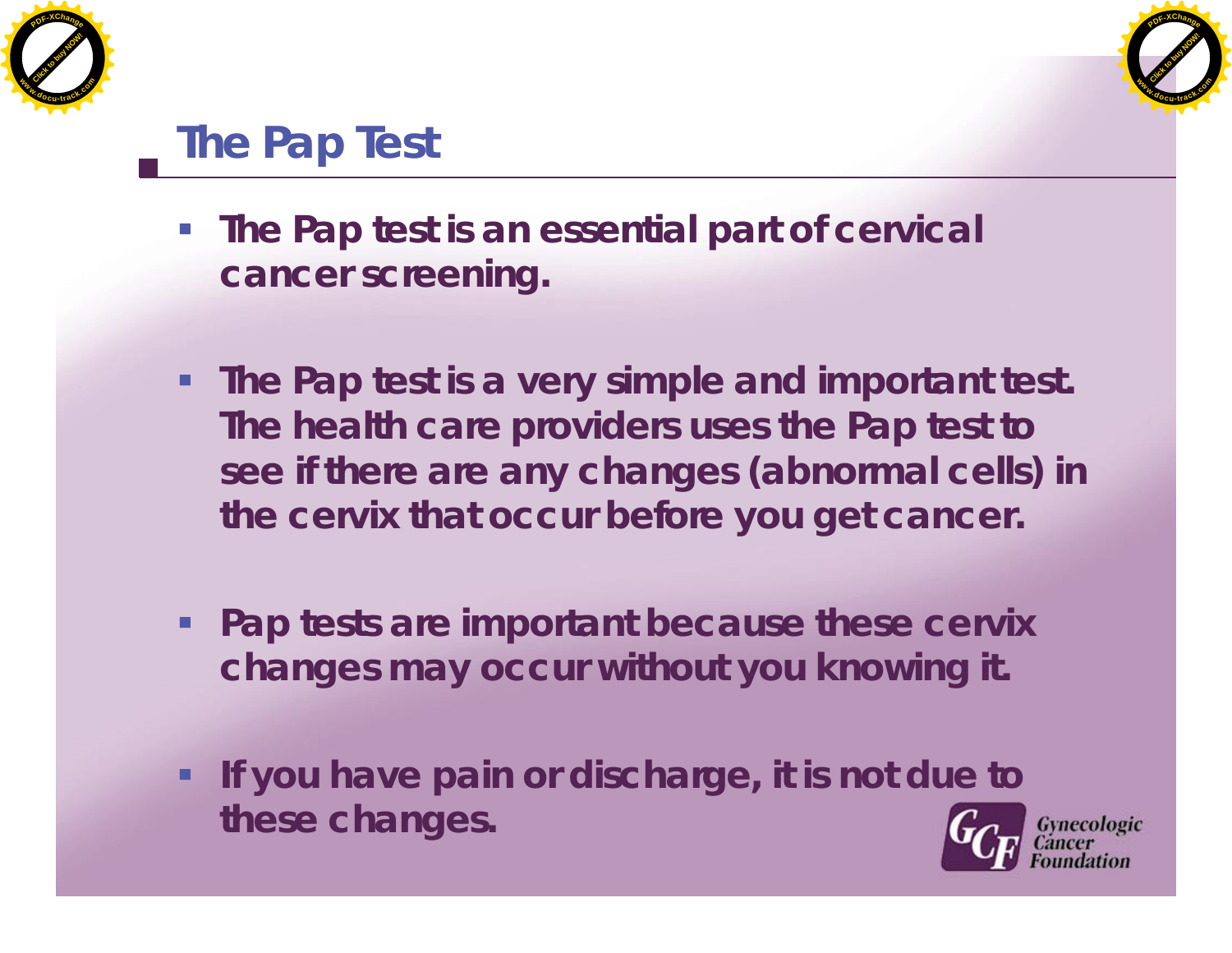# The Pap Test

- The Pap test is an essential part of cervical cancer screening.
- The Pap test is a very simple and important test. The health care providers uses the Pap test to see if there are any changes (abnormal cells) in the cervix that occur before you get cancer.
- Pap tests are important because these cervix changes may occur without you knowing it.
- If you have pain or discharge, it is not due to these changes.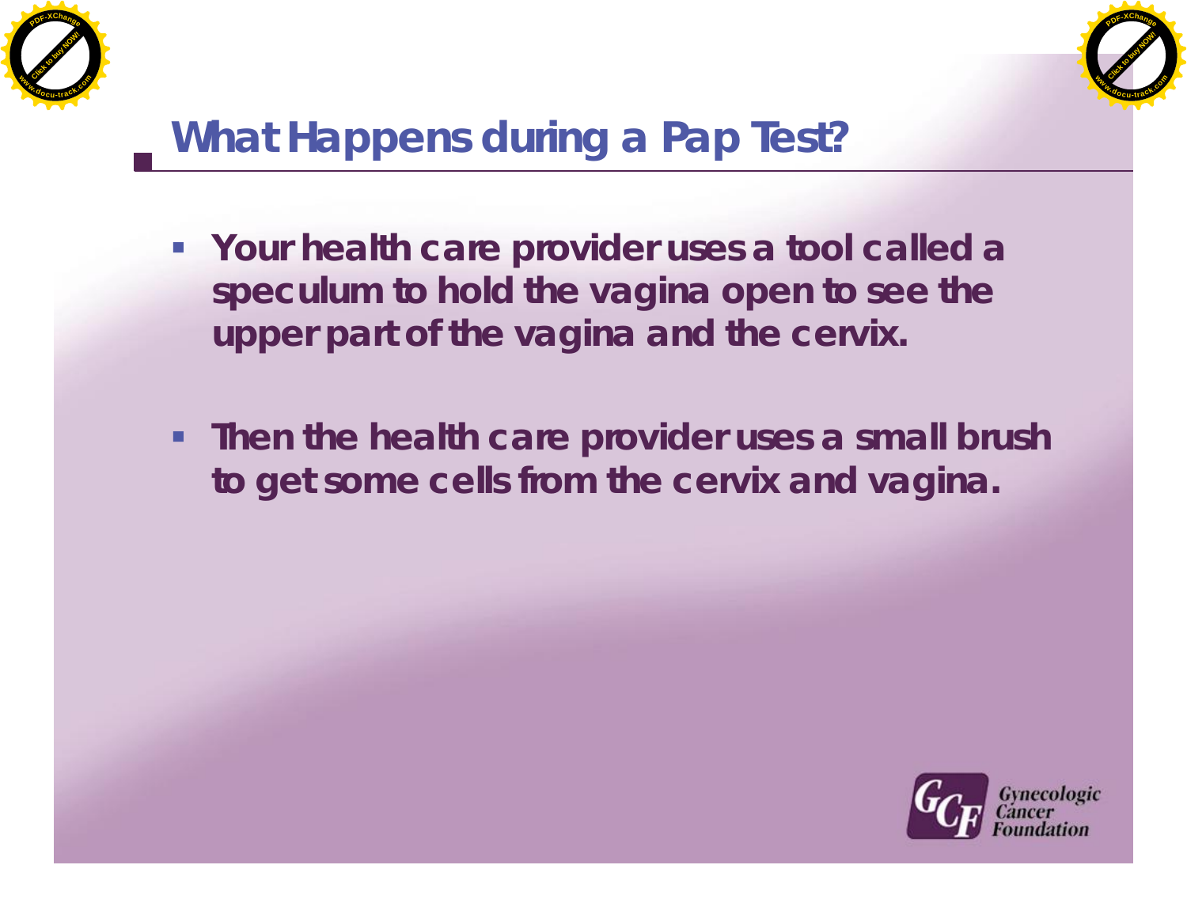## What Happens during a Pap Test?

- **Your health care provider uses a tool called a speculum to hold the vagina open to see the upper part of the vagina and the cervix.**
- **Then the health care provider uses a small brush to get some cells from the cervix and vagina.**

Gynecologic Cancer Foundation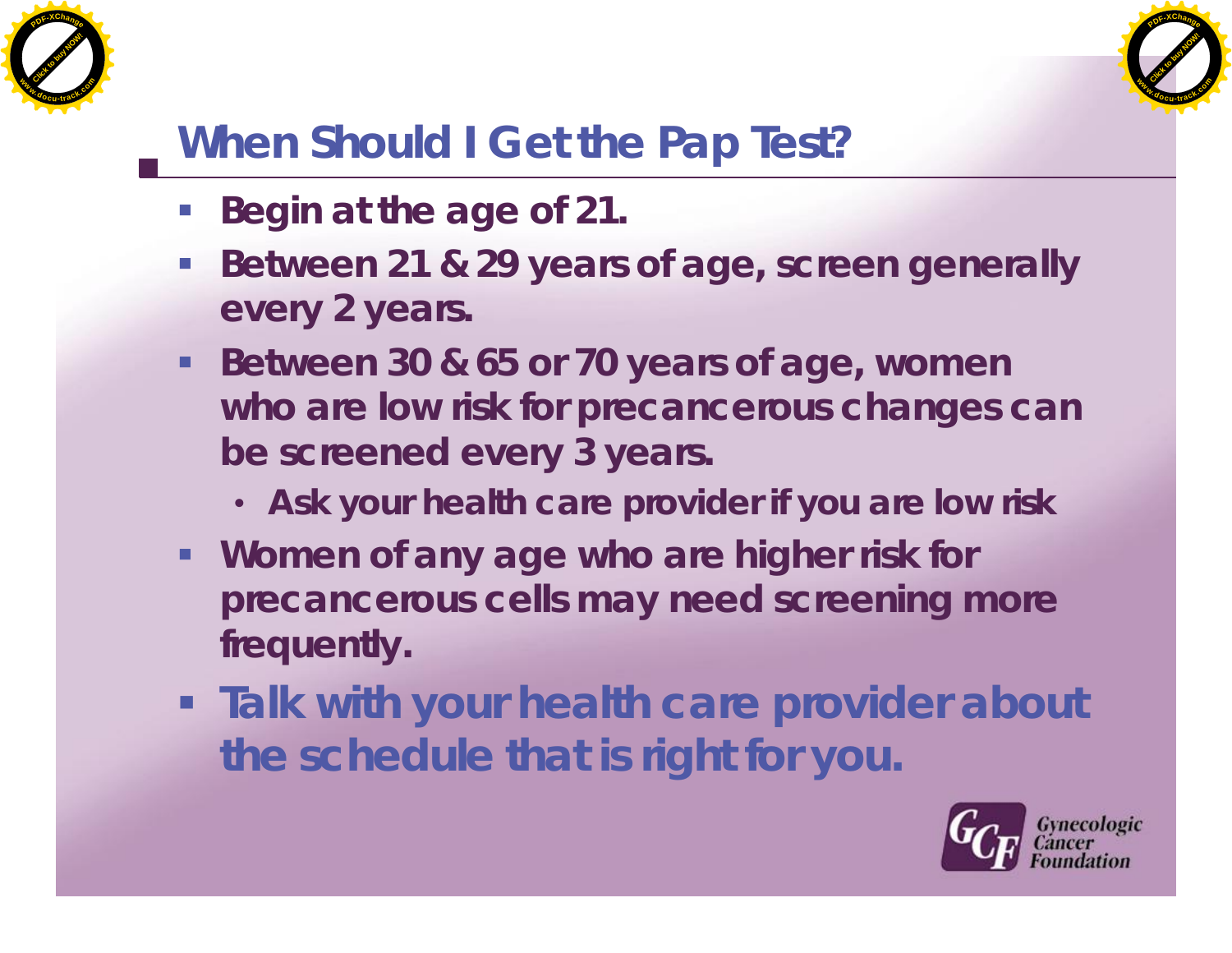## When Should I Get the Pap Test?

- Begin at the age of 21.
- Between 21 & 29 years of age, screen generally every 2 years.
- Between 30 & 65 or 70 years of age, women who are low risk for precancerous changes can be screened every 3 years.
  - Ask your health care provider if you are low risk
- Women of any age who are higher risk for precancerous cells may need screening more frequently.
- Talk with your health care provider about the schedule that is right for you.

Gynecologic Cancer Foundation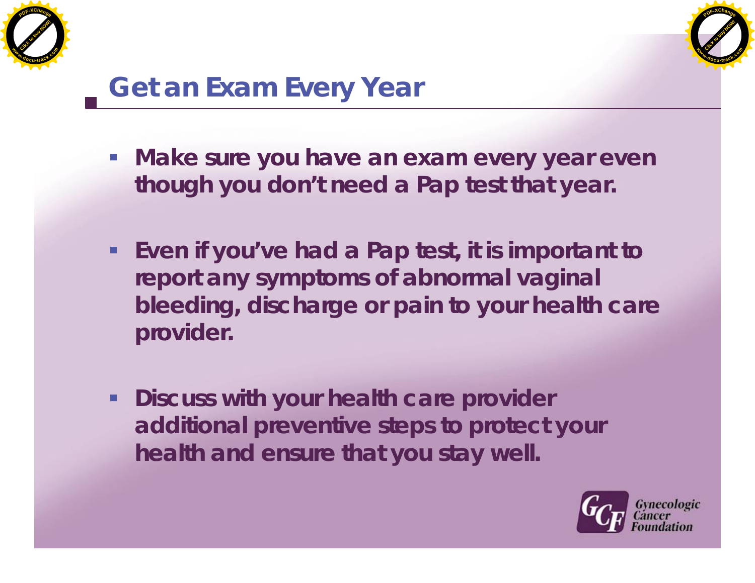## Get an Exam Every Year

- Make sure you have an exam every year even though you don't need a Pap test that year.
- Even if you've had a Pap test, it is important to report any symptoms of abnormal vaginal bleeding, discharge or pain to your health care provider.
- Discuss with your health care provider additional preventive steps to protect your health and ensure that you stay well.

Gynecologic Cancer Foundation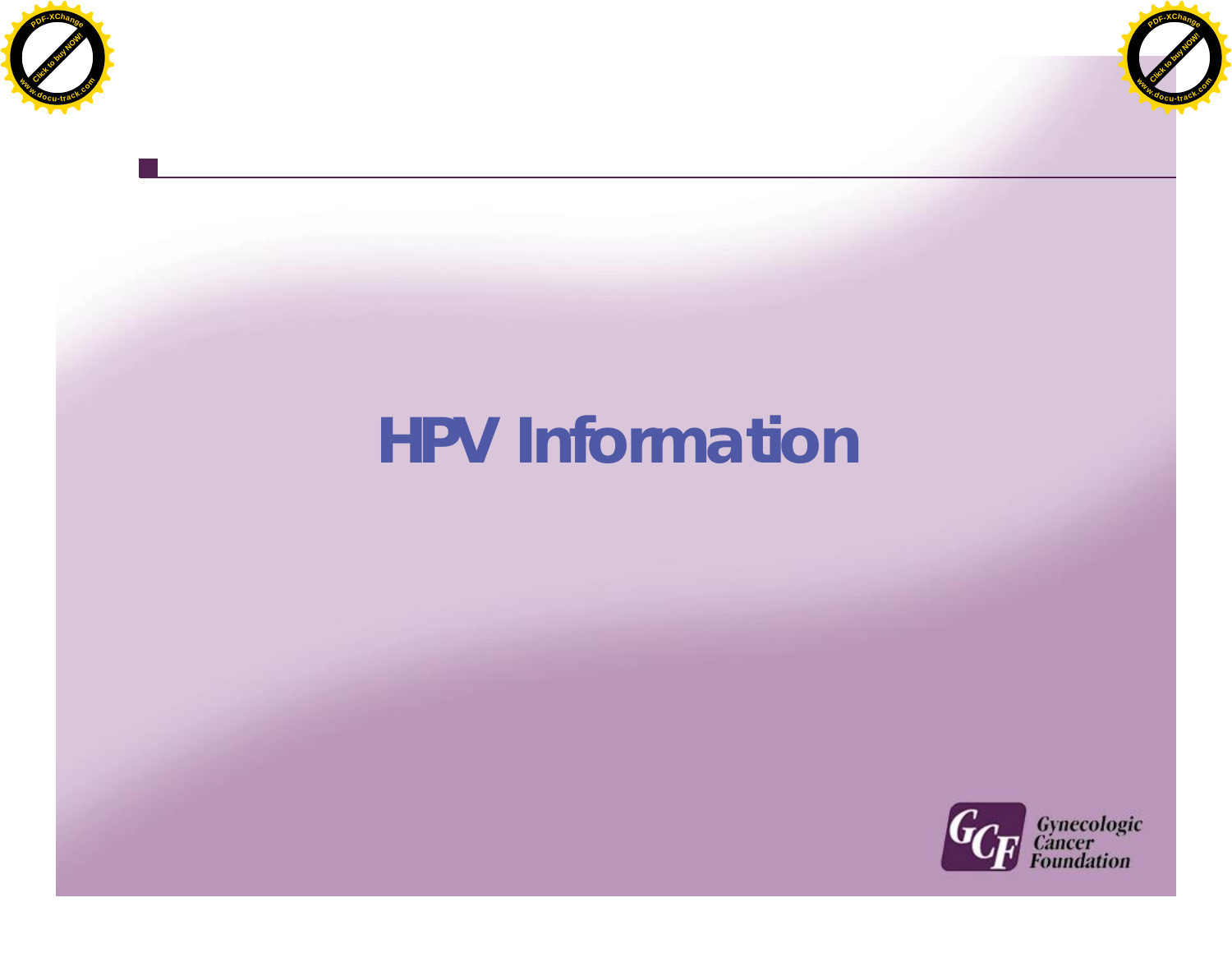# HPV Information

Gynecologic Cancer Foundation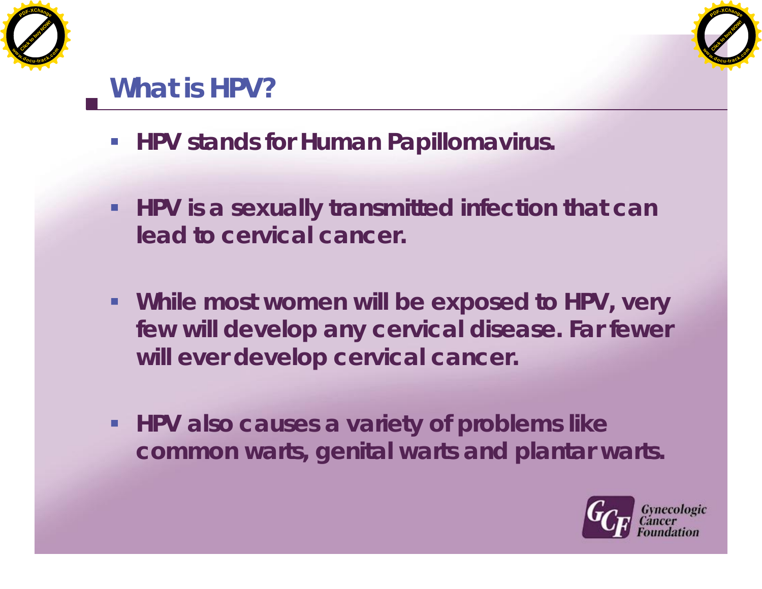# What is HPV?

- **HPV stands for Human Papillomavirus.**
- **HPV is a sexually transmitted infection that can lead to cervical cancer.**
- **While most women will be exposed to HPV, very few will develop any cervical disease. Far fewer will ever develop cervical cancer.**
- **HPV also causes a variety of problems like common warts, genital warts and plantar warts.**

Gynecologic Cancer Foundation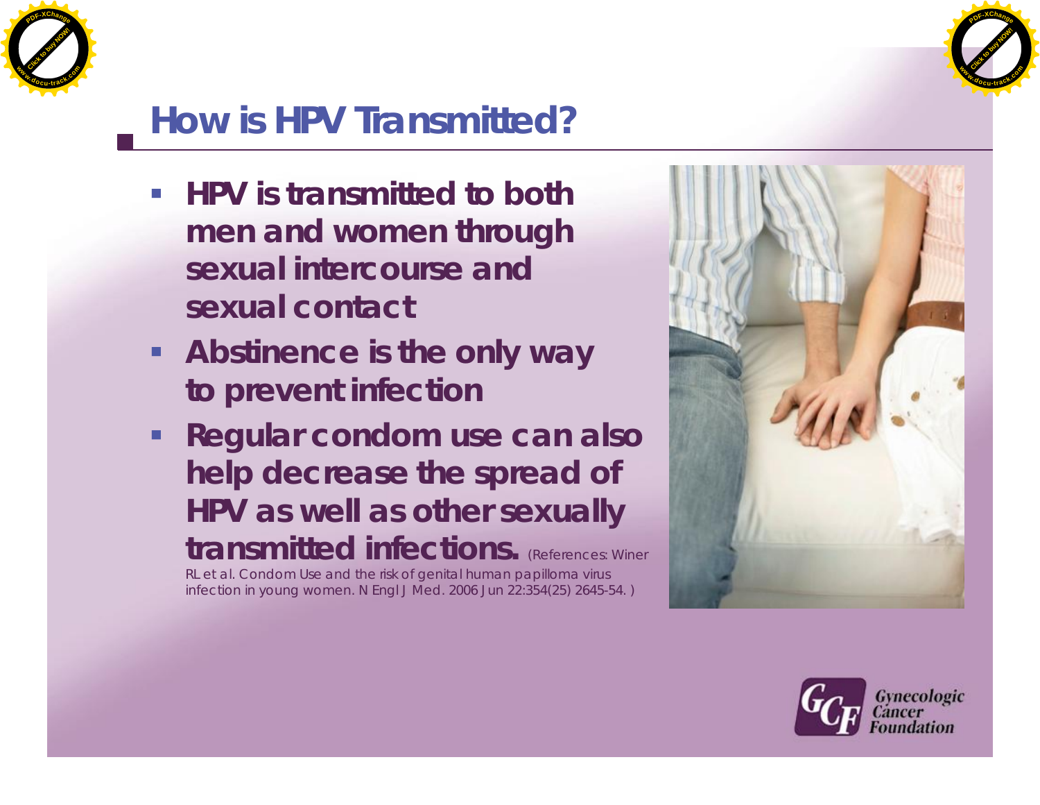# How is HPV Transmitted?

- **HPV is transmitted to both men and women through sexual intercourse and sexual contact**
- **Abstinence is the only way to prevent infection**
- **Regular condom use can also help decrease the spread of HPV as well as other sexually transmitted infections.** (References: Winer RL et al. Condom Use and the risk of genital human papilloma virus infection in young women. N Engl J Med. 2006 Jun 22:354(25) 2645-54. )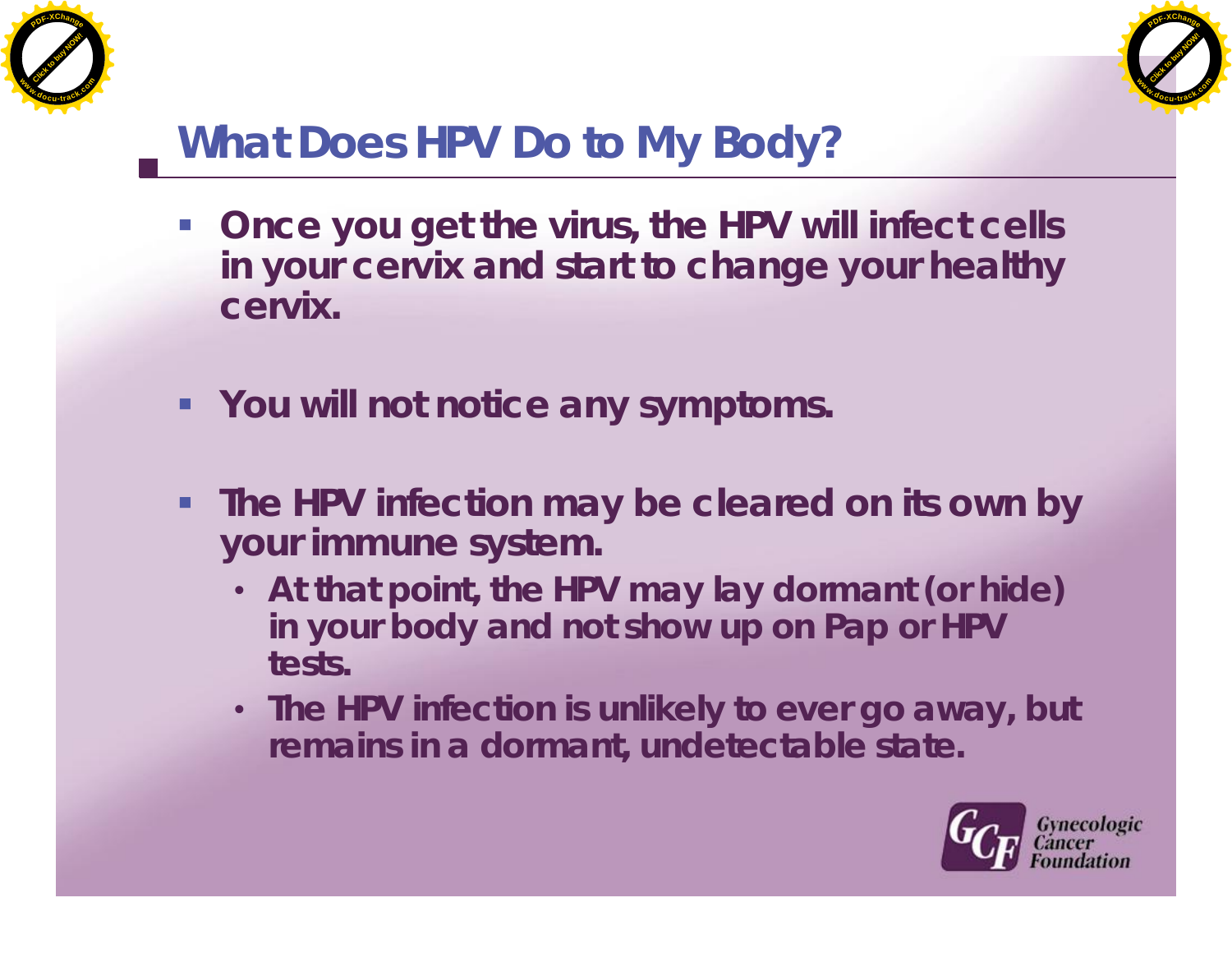# What Does HPV Do to My Body?

- Once you get the virus, the HPV will infect cells in your cervix and start to change your healthy cervix.
- You will not notice any symptoms.
- The HPV infection may be cleared on its own by your immune system.
  - At that point, the HPV may lay dormant (or hide) in your body and not show up on Pap or HPV tests.
  - The HPV infection is unlikely to ever go away, but remains in a dormant, undetectable state.

Gynecologic Cancer Foundation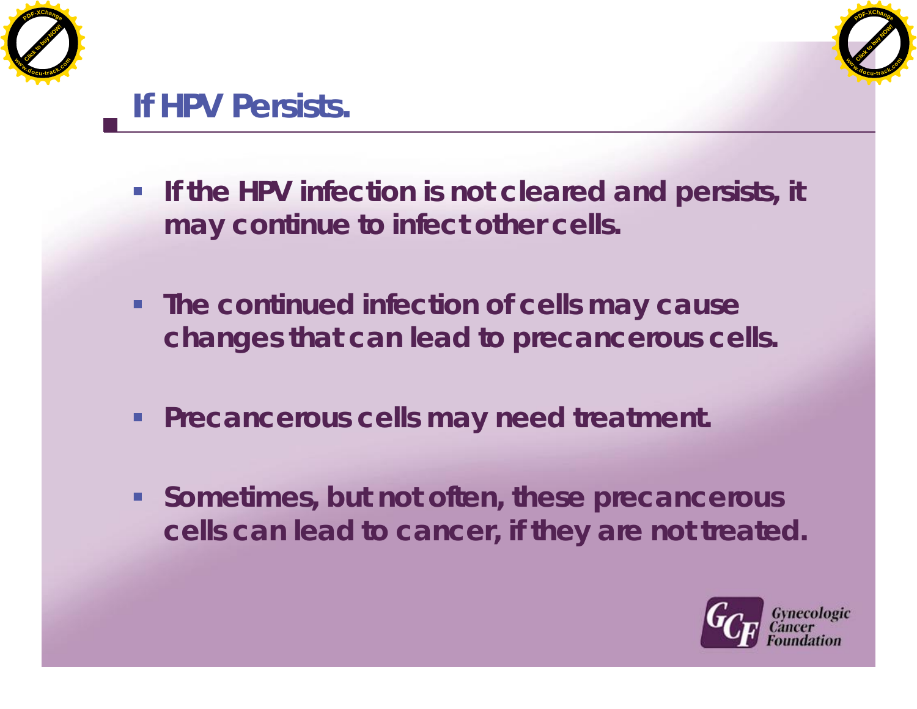# If HPV Persists.

- If the HPV infection is not cleared and persists, it may continue to infect other cells.
- The continued infection of cells may cause changes that can lead to precancerous cells.
- Precancerous cells may need treatment.
- Sometimes, but not often, these precancerous cells can lead to cancer, if they are not treated.

Gynecologic Cancer Foundation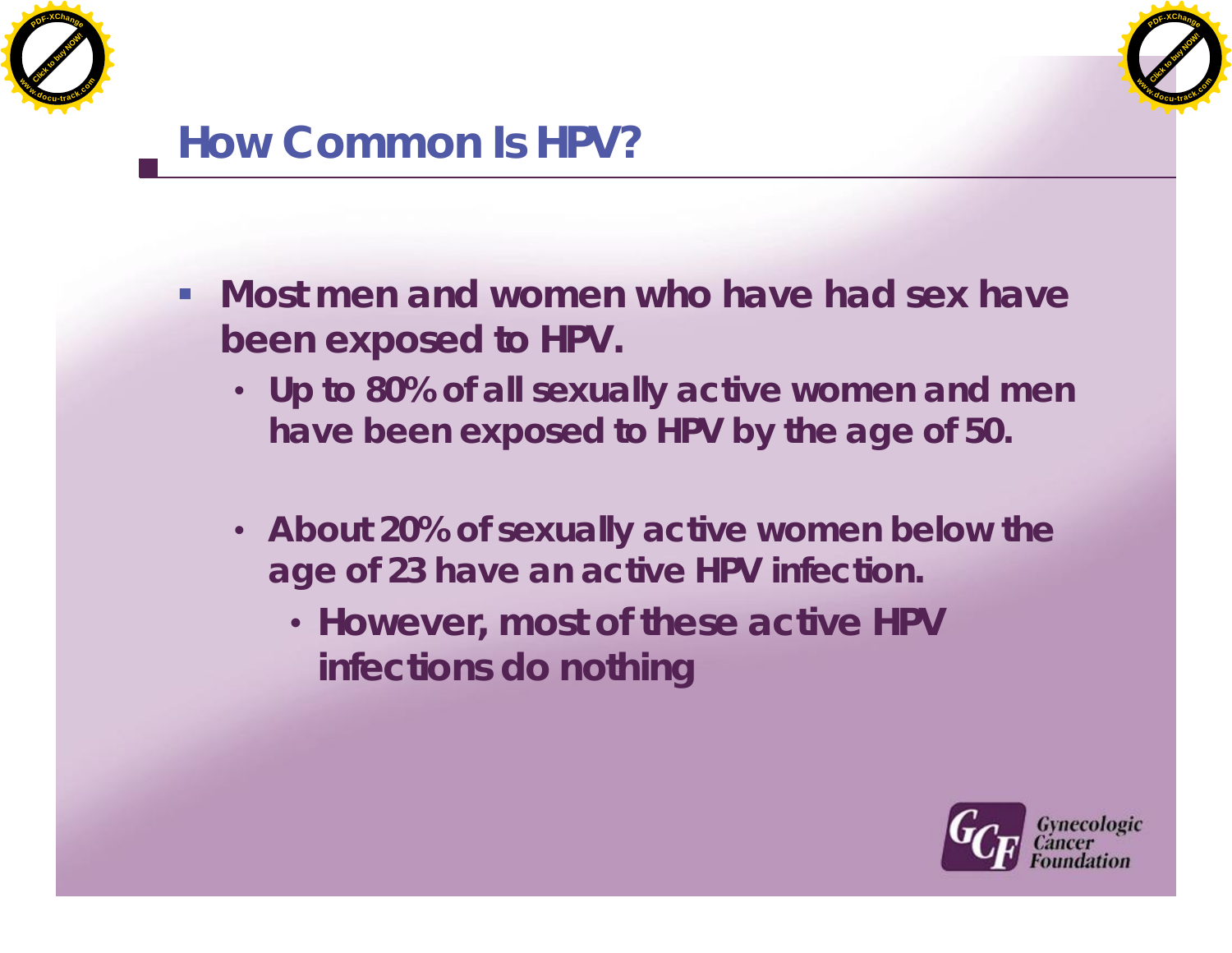# How Common Is HPV?

- Most men and women who have had sex have been exposed to HPV.
  - Up to 80% of all sexually active women and men have been exposed to HPV by the age of 50.
  - About 20% of sexually active women below the age of 23 have an active HPV infection.
    - However, most of these active HPV infections do nothing

Gynecologic Cancer Foundation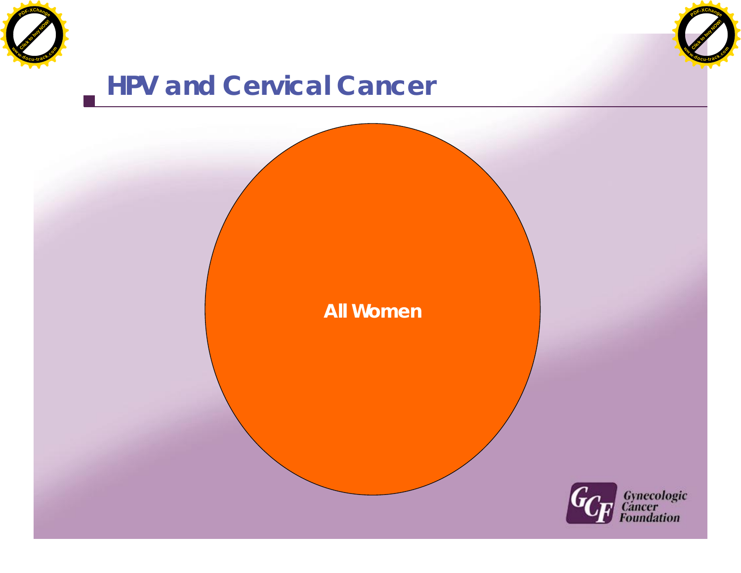# HPV and Cervical Cancer

All Women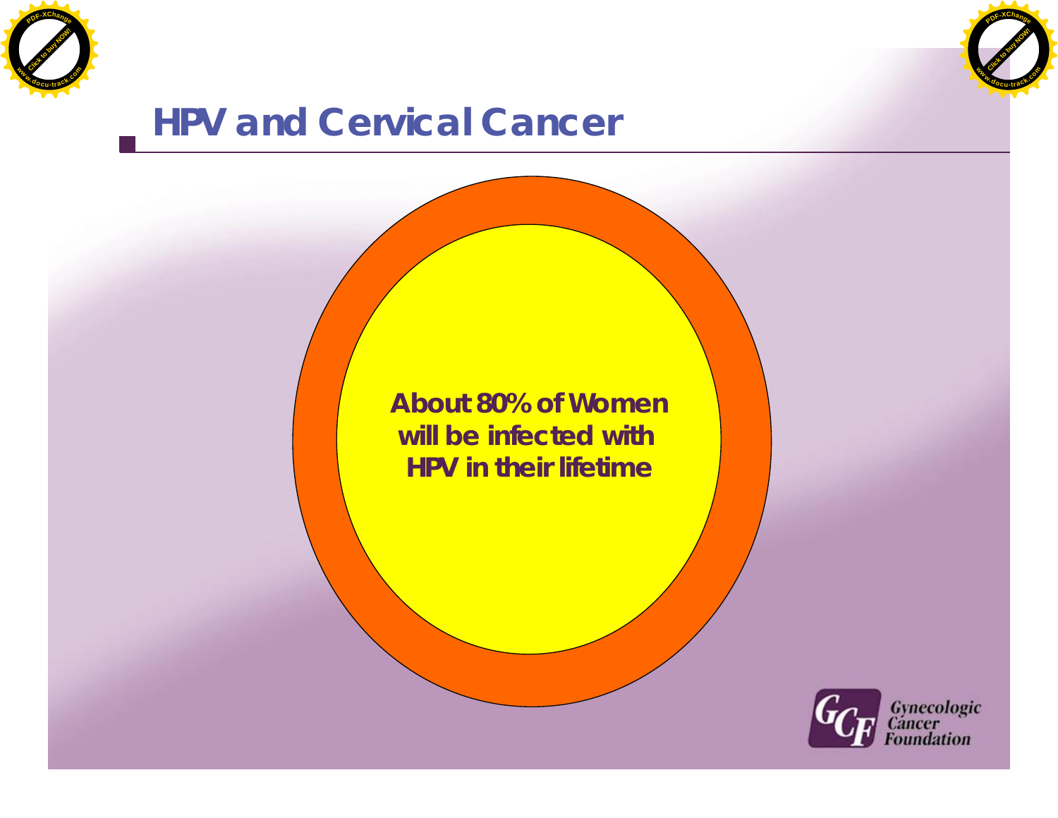## HPV and Cervical Cancer

**About 80% of Women will be infected with HPV in their lifetime**

Gynecologic Cancer Foundation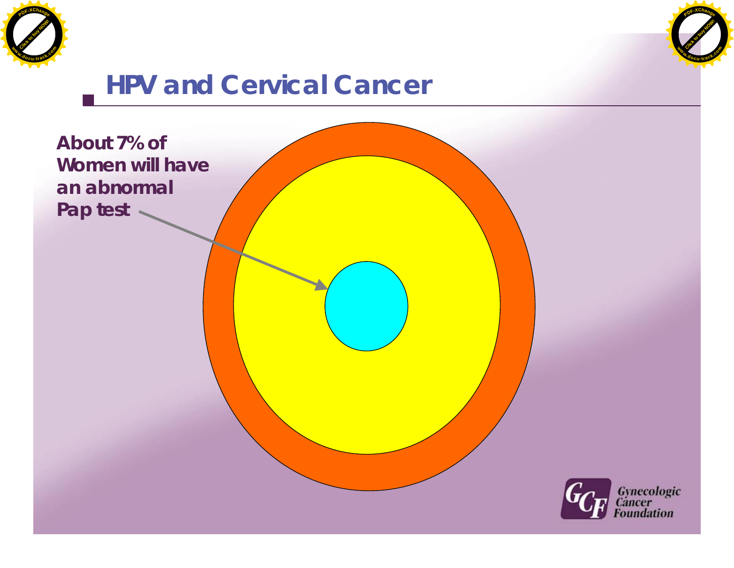## HPV and Cervical Cancer

**About 7% of Women will have an abnormal Pap test**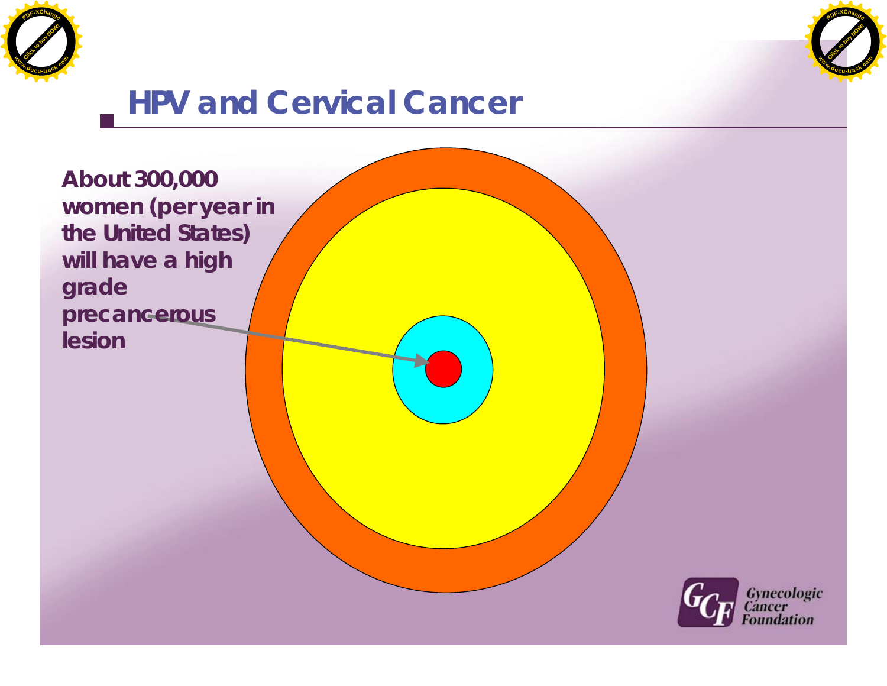# HPV and Cervical Cancer

**About 300,000 women (per year in the United States) will have a high grade precancerous lesion**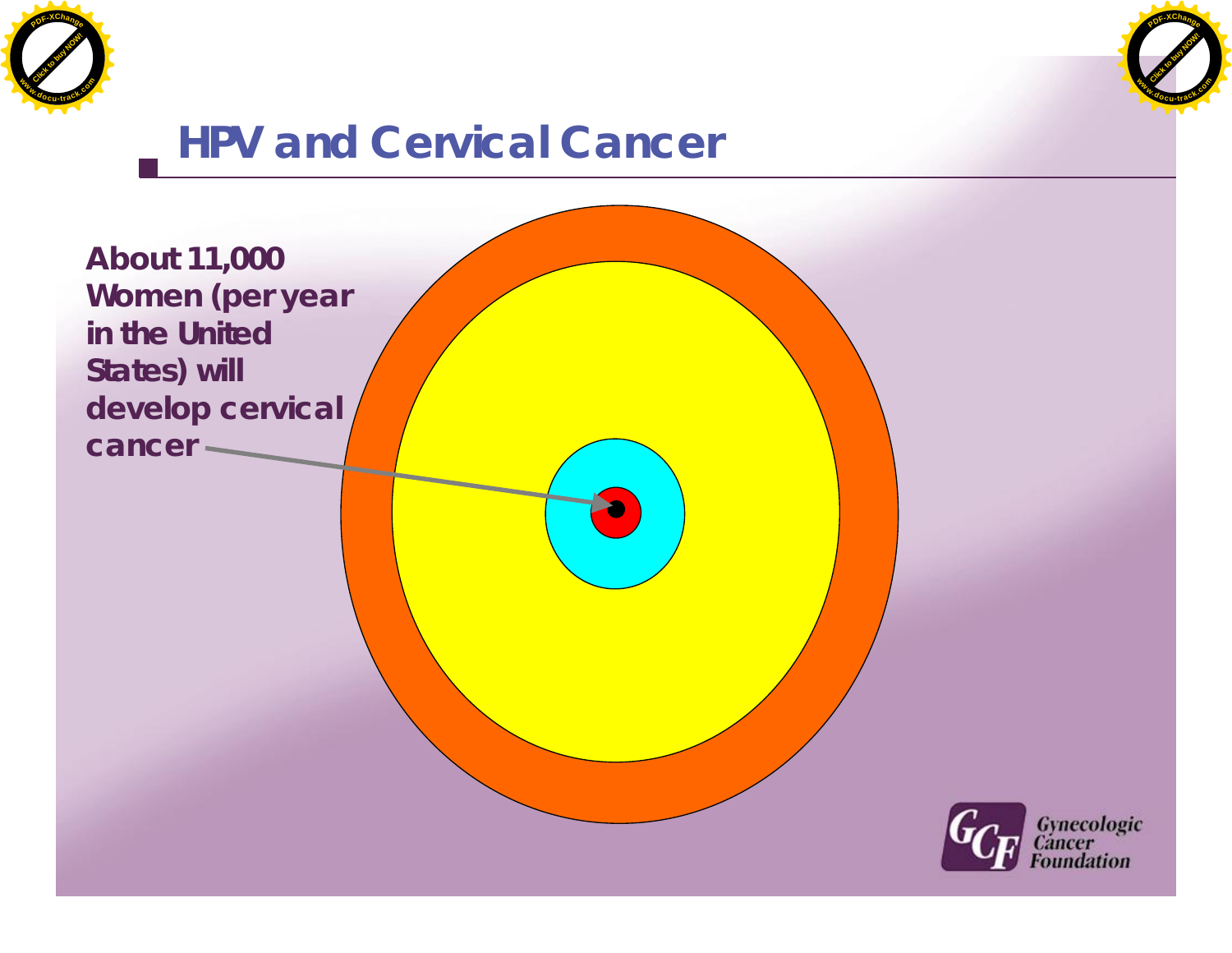# HPV and Cervical Cancer

**About 11,000 Women (per year in the United States) will develop cervical cancer**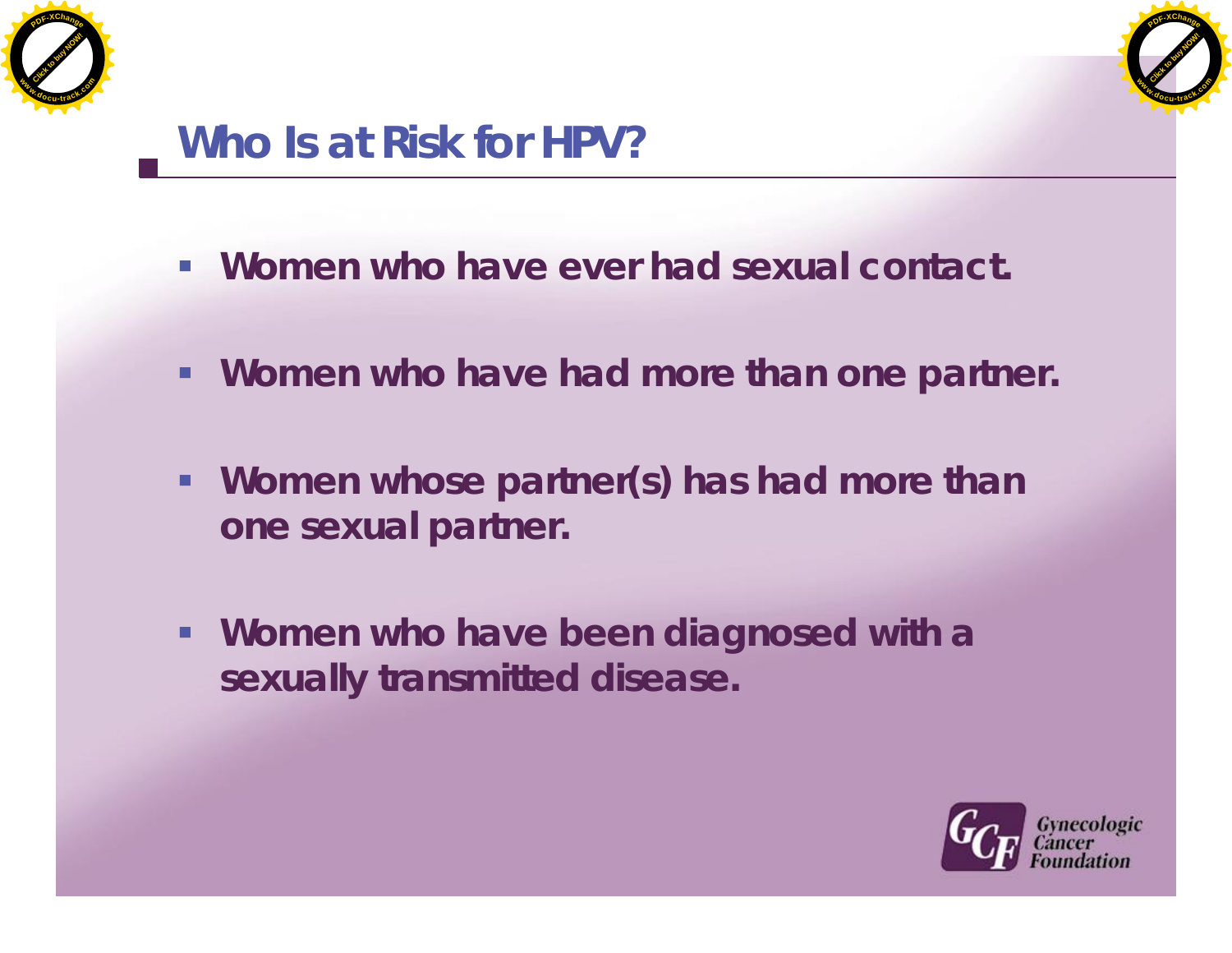## Who Is at Risk for HPV?

- Women who have ever had sexual contact.
- Women who have had more than one partner.
- Women whose partner(s) has had more than one sexual partner.
- Women who have been diagnosed with a sexually transmitted disease.

Gynecologic Cancer Foundation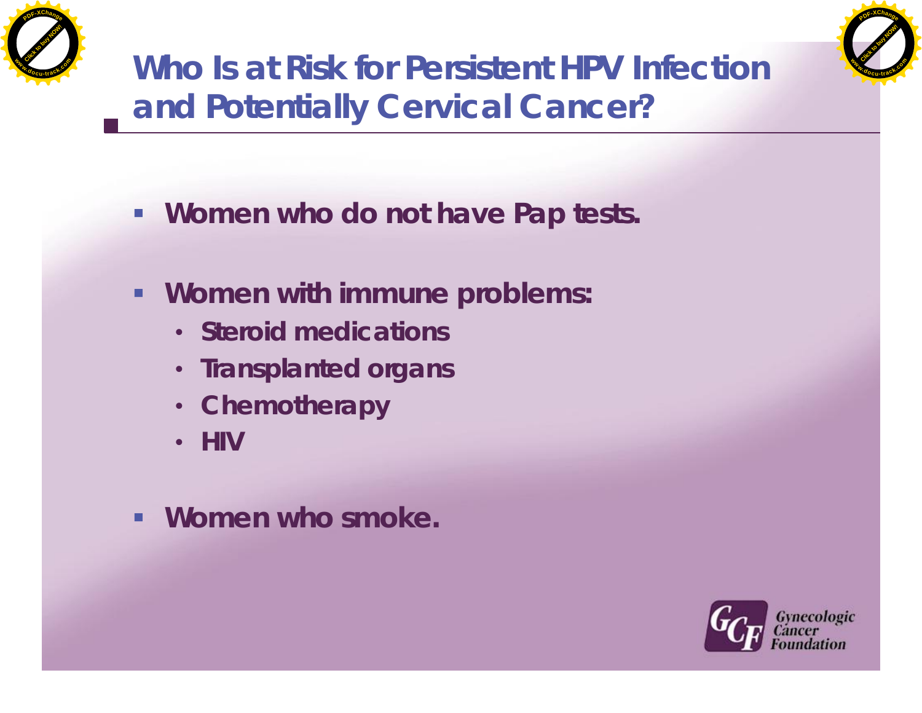# Who Is at Risk for Persistent HPV Infection and Potentially Cervical Cancer?

- **Women who do not have Pap tests.**
- **Women with immune problems:**
  - **Steroid medications**
  - **Transplanted organs**
  - **Chemotherapy**
  - **HIV**
- **Women who smoke.**

Gynecologic Cancer Foundation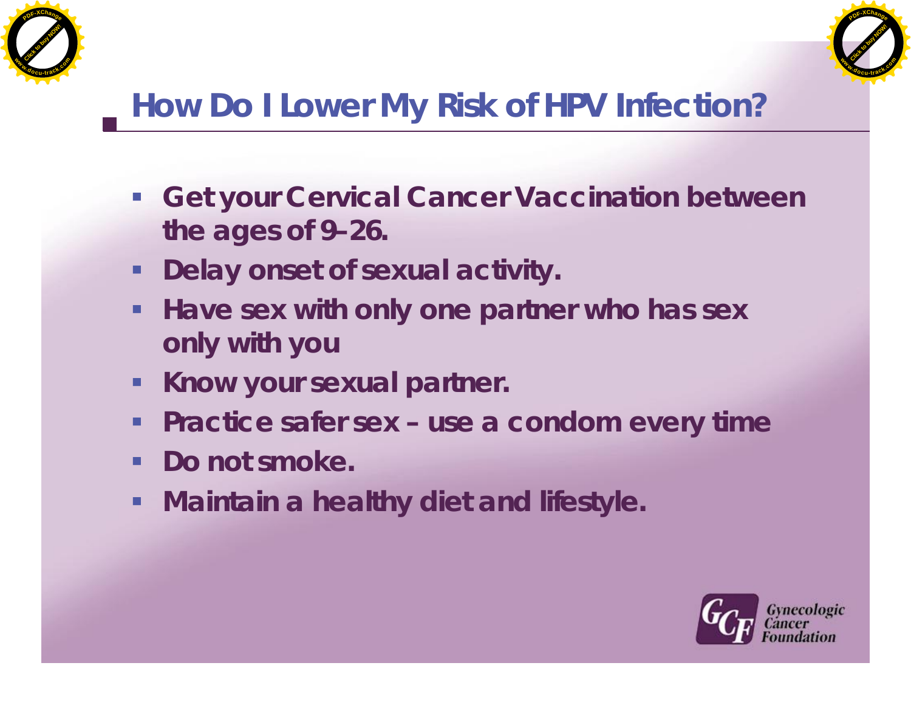# How Do I Lower My Risk of HPV Infection?

- Get your Cervical Cancer Vaccination between the ages of 9–26.
- Delay onset of sexual activity.
- Have sex with only one partner who has sex only with you
- Know your sexual partner.
- Practice safer sex – use a condom every time
- Do not smoke.
- Maintain a healthy diet and lifestyle.

Gynecologic Cancer Foundation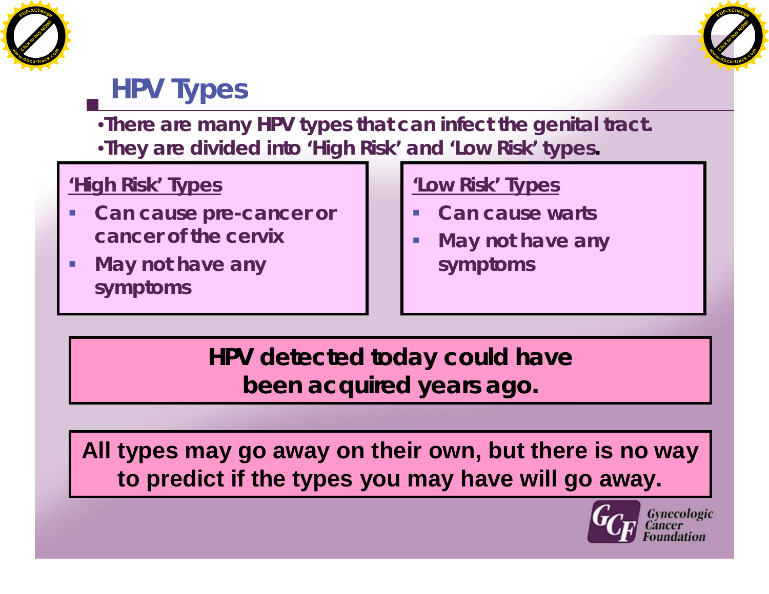# HPV Types

- There are many HPV types that can infect the genital tract.
- They are divided into 'High Risk' and 'Low Risk' types.

**'High Risk' Types**

- Can cause pre-cancer or cancer of the cervix
- May not have any symptoms

**'Low Risk' Types**

- Can cause warts
- May not have any symptoms

**HPV detected today could have been acquired years ago.**

**All types may go away on their own, but there is no way to predict if the types you may have will go away.**

Gynecologic Cancer Foundation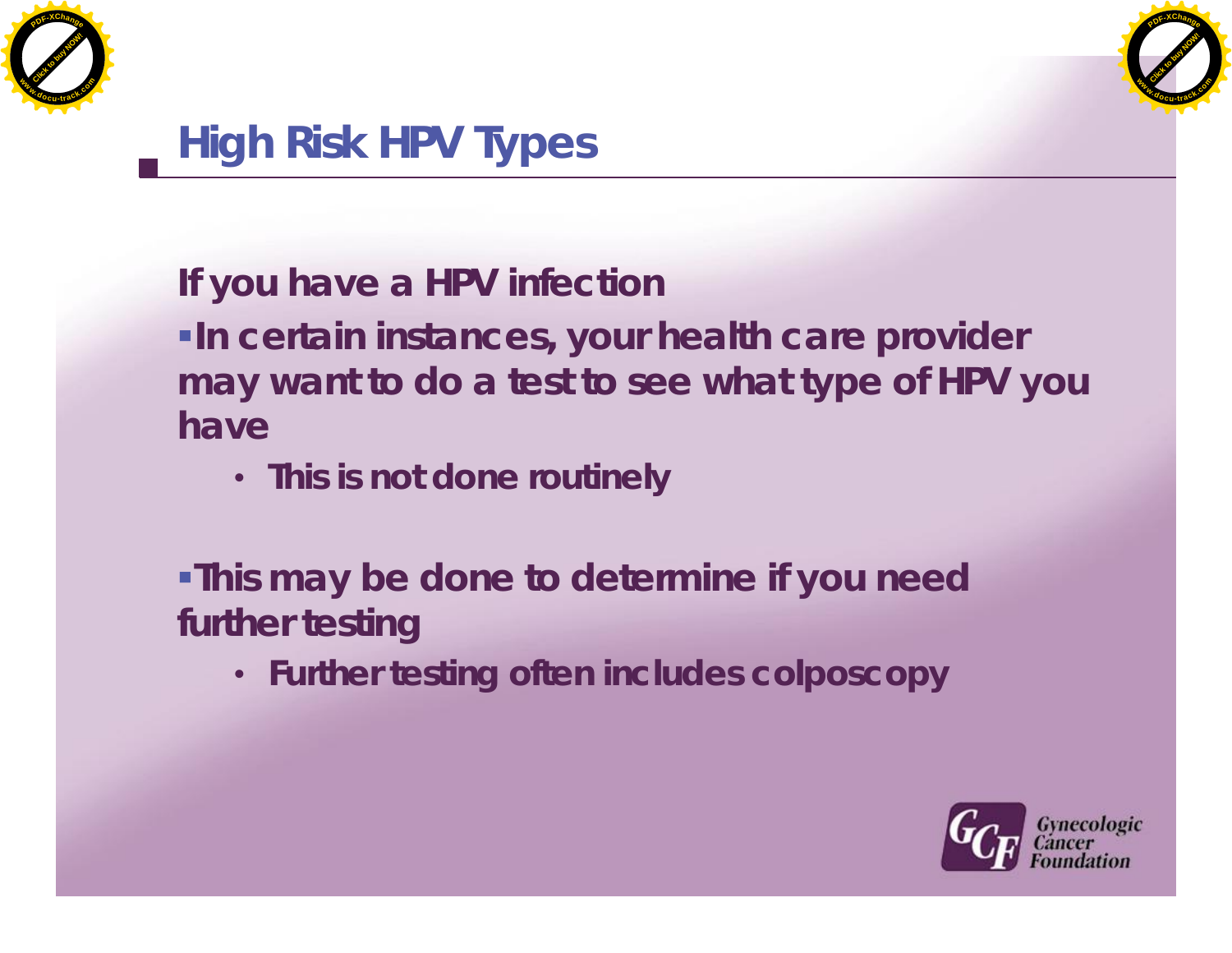# High Risk HPV Types

**If you have a HPV infection**

- **In certain instances, your health care provider may want to do a test to see what type of HPV you have**
  - **This is not done routinely**

- **This may be done to determine if you need further testing**
  - **Further testing often includes colposcopy**

Gynecologic Cancer Foundation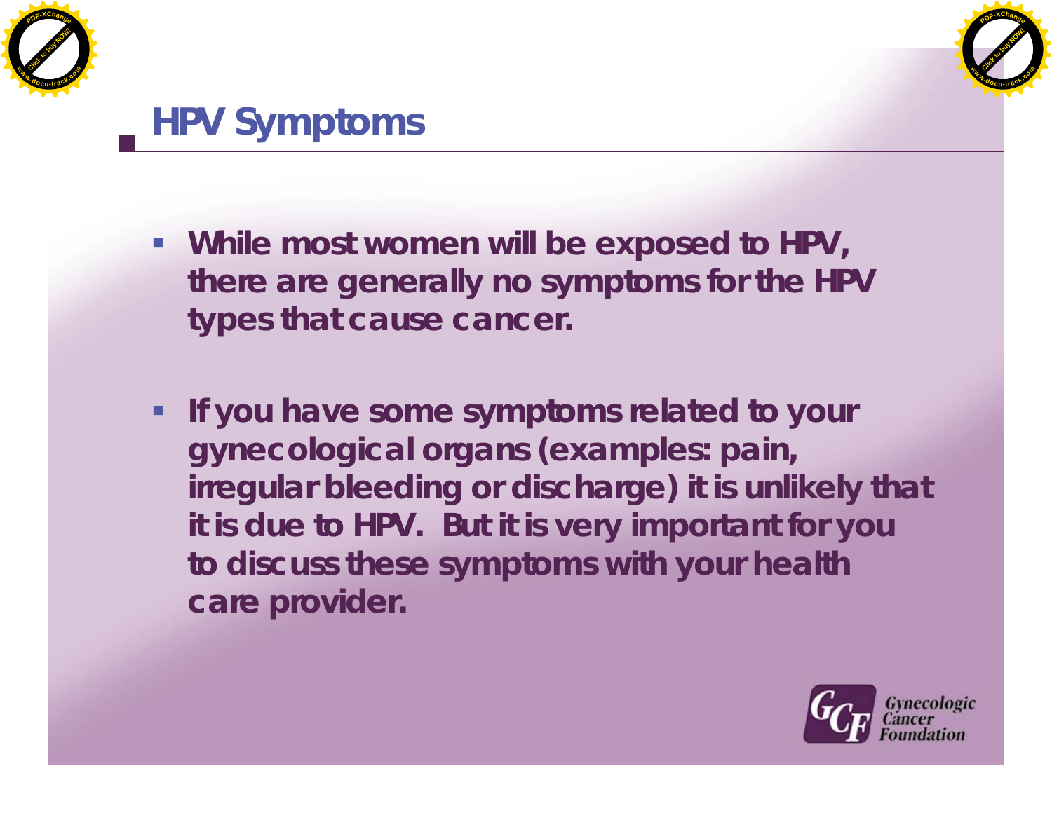## HPV Symptoms

- While most women will be exposed to HPV, there are generally no symptoms for the HPV types that cause cancer.

- If you have some symptoms related to your gynecological organs (examples: pain, irregular bleeding or discharge) it is unlikely that it is due to HPV. But it is very important for you to discuss these symptoms with your health care provider.

Gynecologic Cancer Foundation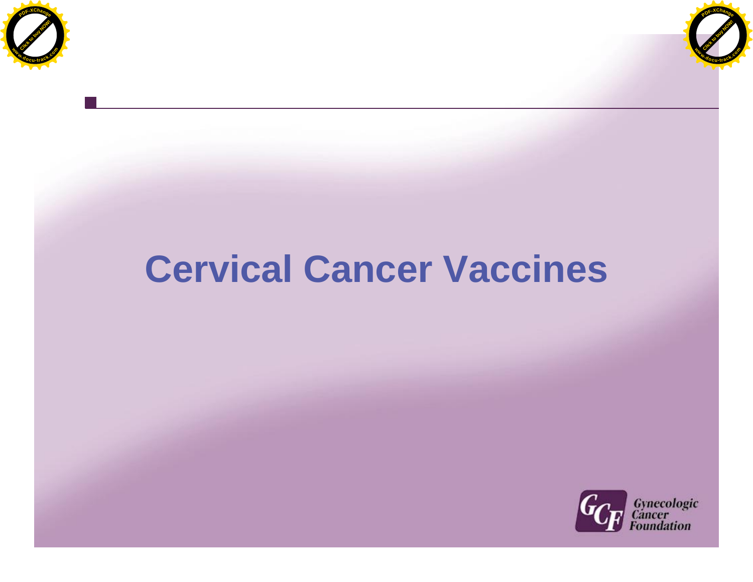# Cervical Cancer Vaccines

Gynecologic Cancer Foundation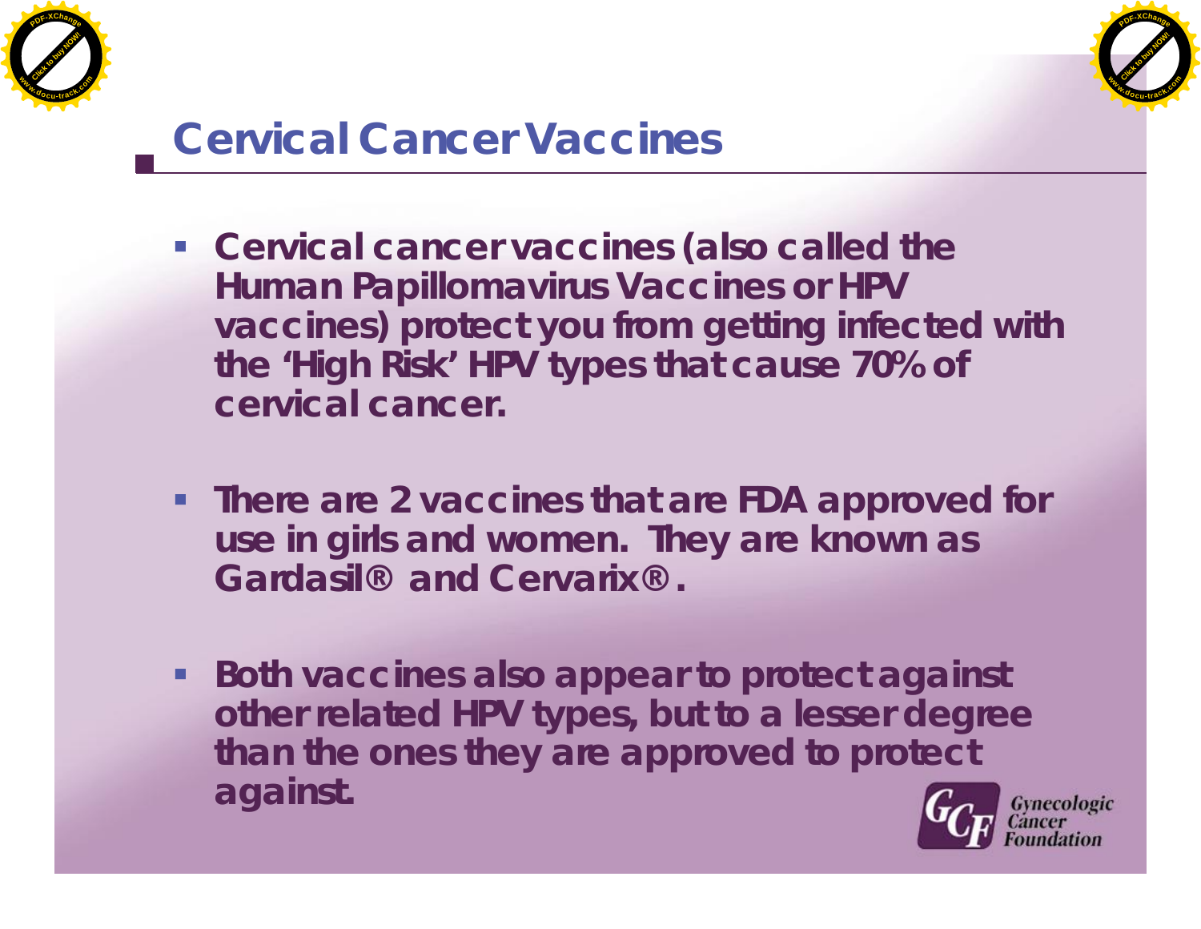# Cervical Cancer Vaccines

- **Cervical cancer vaccines (also called the Human Papillomavirus Vaccines or HPV vaccines) protect you from getting infected with the 'High Risk' HPV types that cause 70% of cervical cancer.**
- **There are 2 vaccines that are FDA approved for use in girls and women. They are known as Gardasil® and Cervarix®.**
- **Both vaccines also appear to protect against other related HPV types, but to a lesser degree than the ones they are approved to protect against.**

Gynecologic Cancer Foundation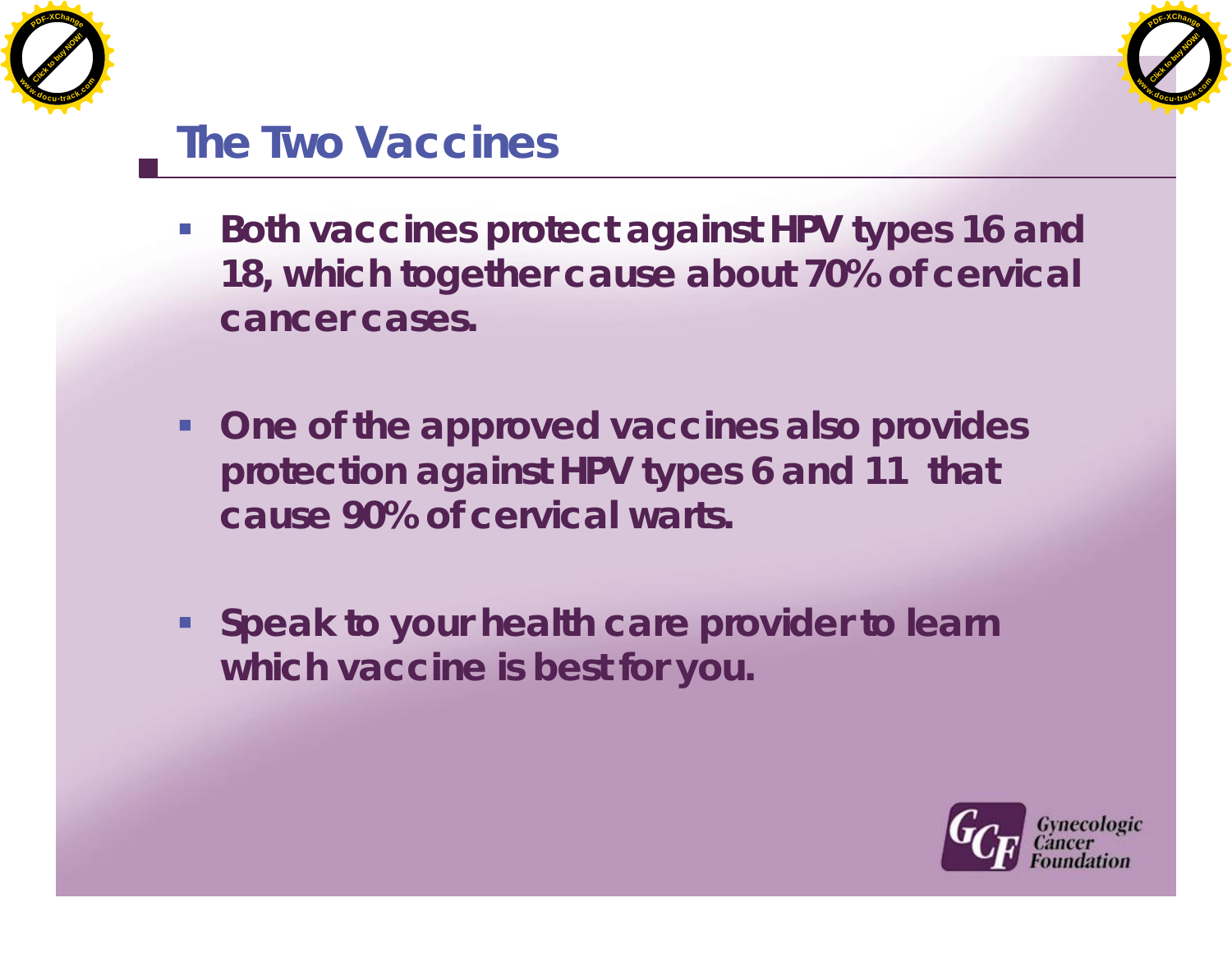# The Two Vaccines

- Both vaccines protect against HPV types 16 and 18, which together cause about 70% of cervical cancer cases.
- One of the approved vaccines also provides protection against HPV types 6 and 11 that cause 90% of cervical warts.
- Speak to your health care provider to learn which vaccine is best for you.

Gynecologic Cancer Foundation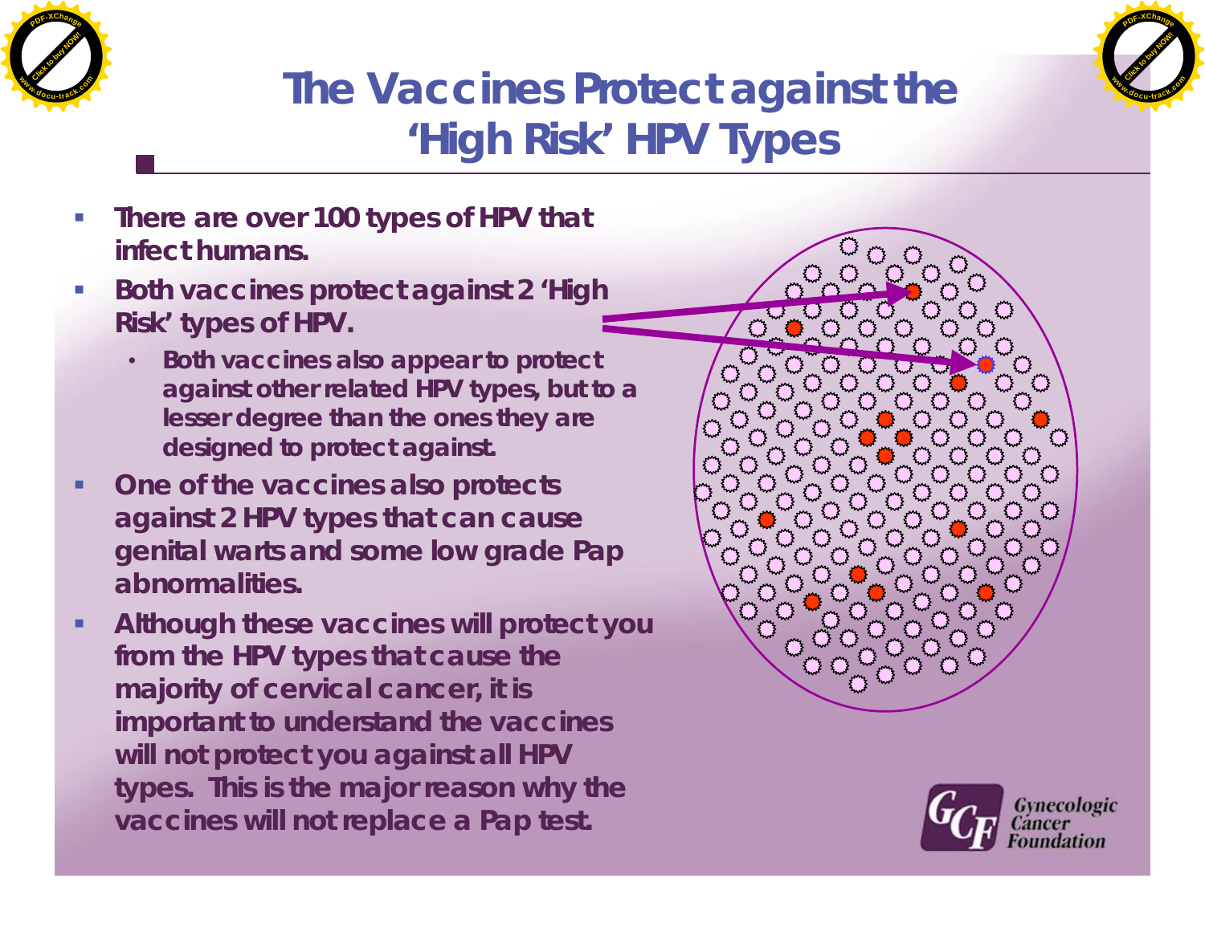# The Vaccines Protect against the 'High Risk' HPV Types

- **There are over 100 types of HPV that infect humans.**
- **Both vaccines protect against 2 'High Risk' types of HPV.**
  - **Both vaccines also appear to protect against other related HPV types, but to a lesser degree than the ones they are designed to protect against.**
- **One of the vaccines also protects against 2 HPV types that can cause genital warts and some low grade Pap abnormalities.**
- **Although these vaccines will protect you from the HPV types that cause the majority of cervical cancer, it is important to understand the vaccines will not protect you against all HPV types. This is the major reason why the vaccines will not replace a Pap test.**

Gynecologic Cancer Foundation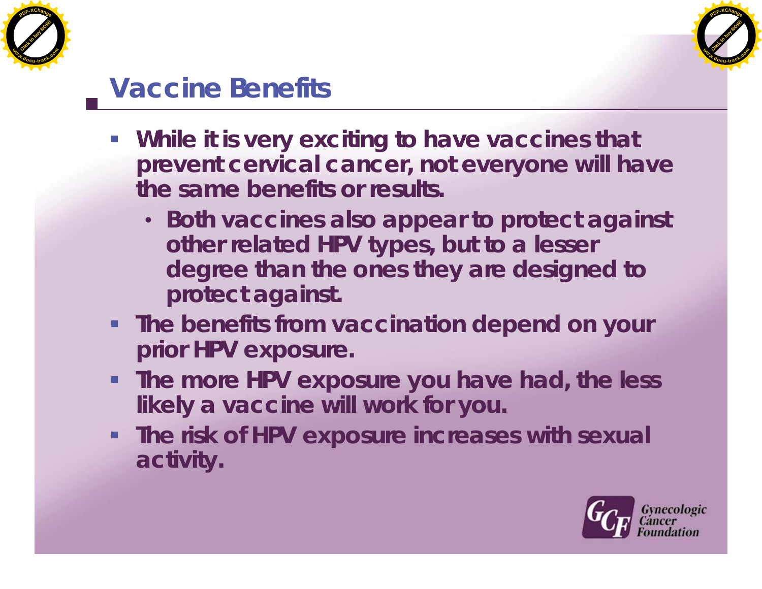## Vaccine Benefits

- While it is very exciting to have vaccines that prevent cervical cancer, not everyone will have the same benefits or results.
  - Both vaccines also appear to protect against other related HPV types, but to a lesser degree than the ones they are designed to protect against.
- The benefits from vaccination depend on your prior HPV exposure.
- The more HPV exposure you have had, the less likely a vaccine will work for you.
- The risk of HPV exposure increases with sexual activity.

Gynecologic Cancer Foundation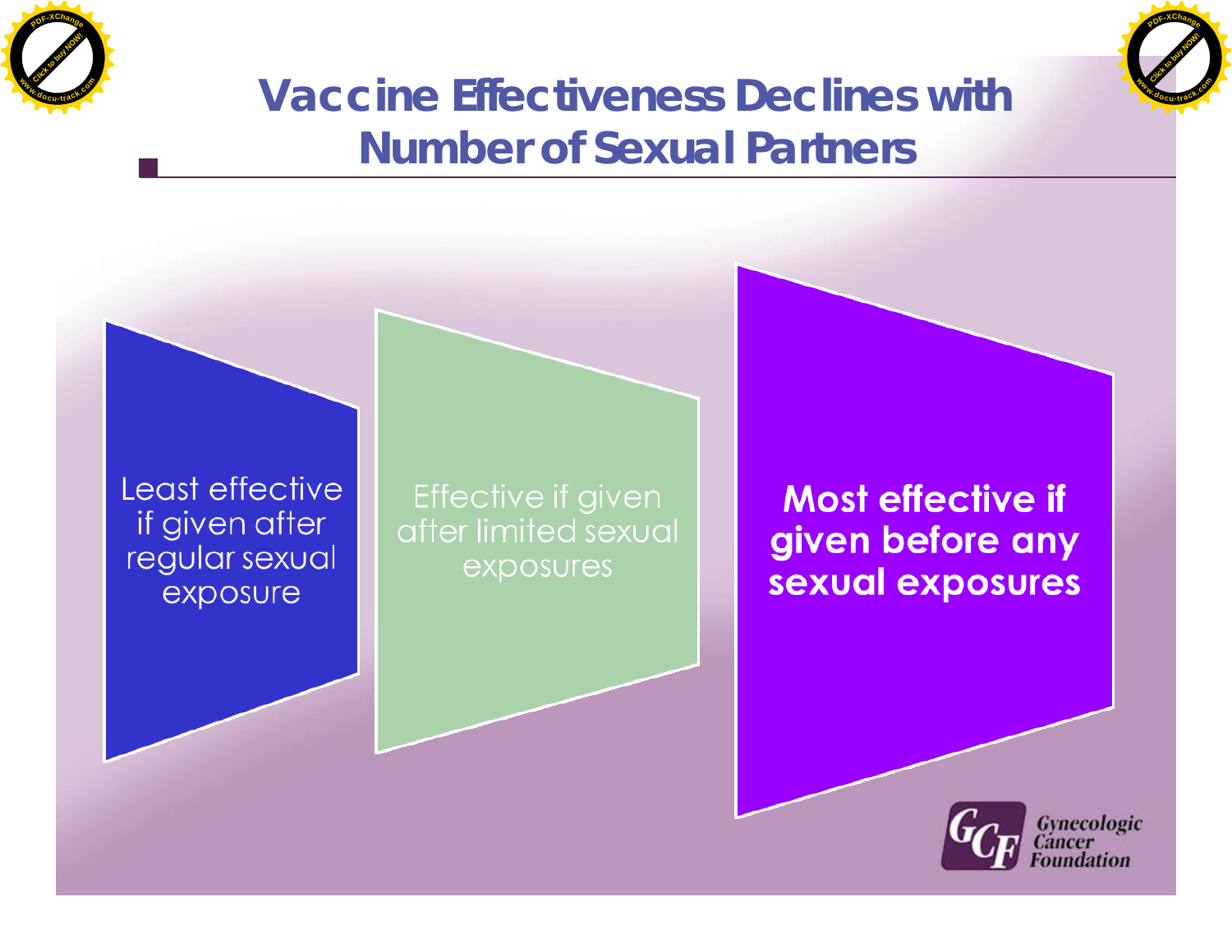# Vaccine Effectiveness Declines with Number of Sexual Partners

Least effective if given after regular sexual exposure

Effective if given after limited sexual exposures

**Most effective if given before any sexual exposures**

Gynecologic Cancer Foundation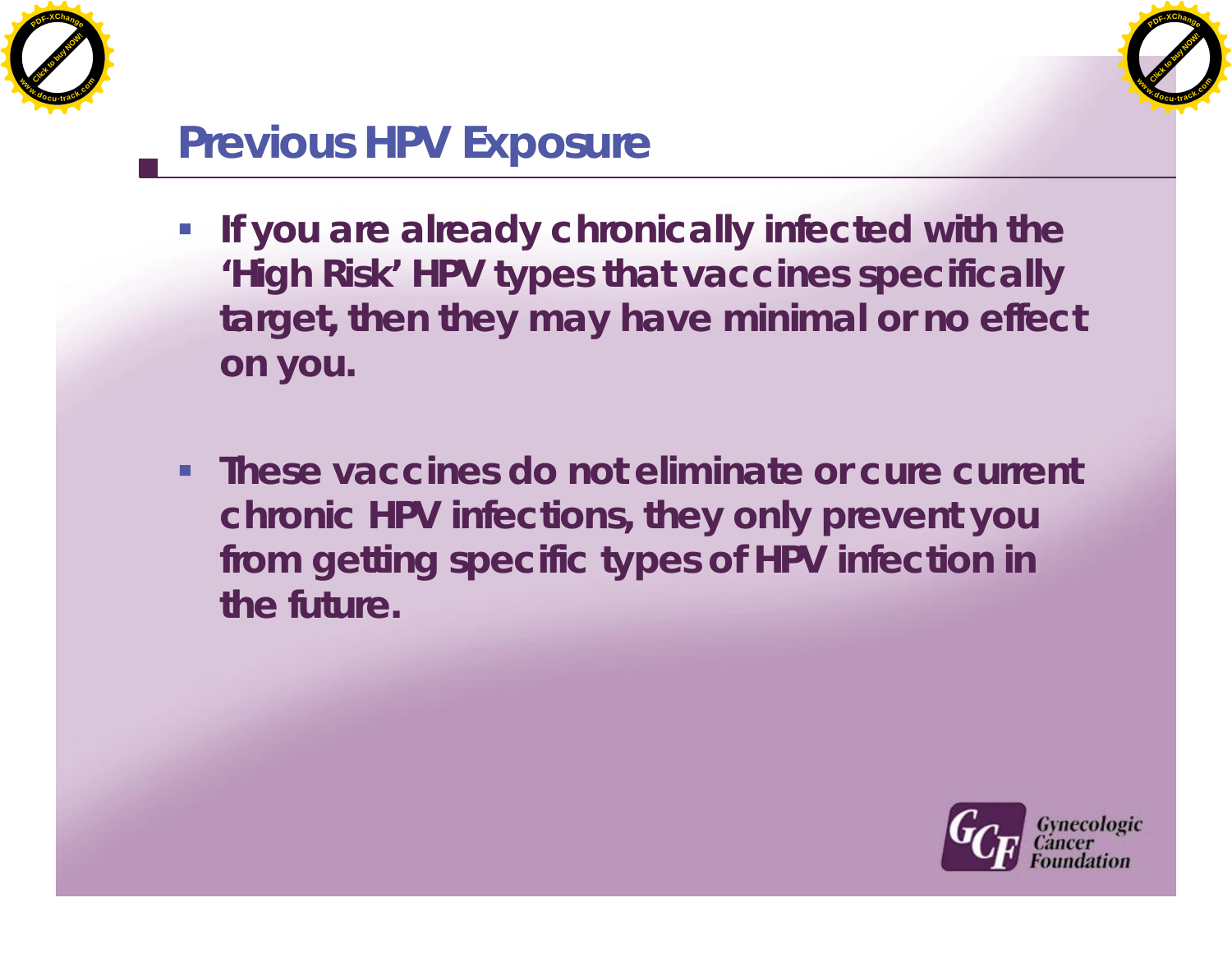## Previous HPV Exposure

- If you are already chronically infected with the 'High Risk' HPV types that vaccines specifically target, then they may have minimal or no effect on you.
- These vaccines do not eliminate or cure current chronic HPV infections, they only prevent you from getting specific types of HPV infection in the future.

Gynecologic Cancer Foundation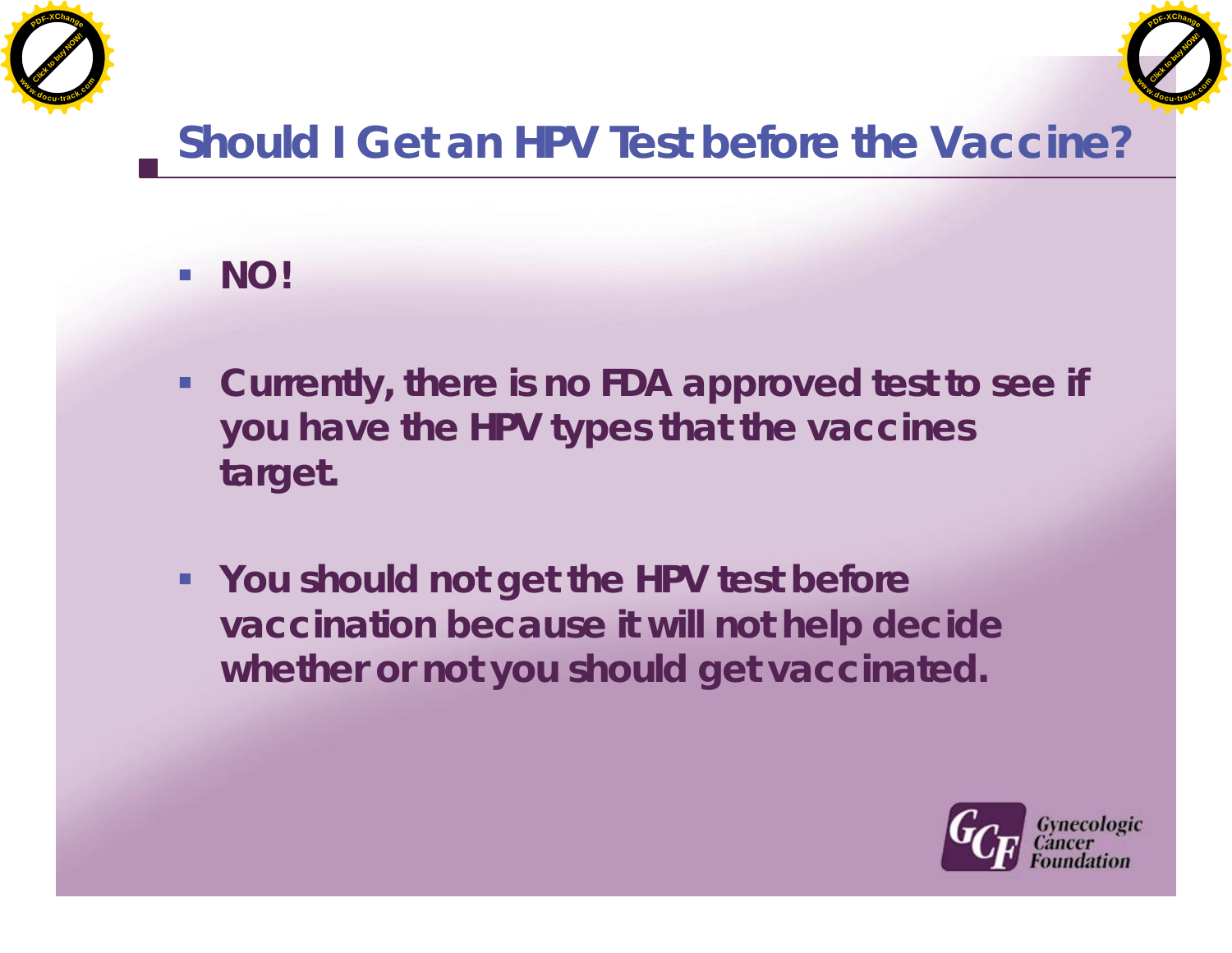## Should I Get an HPV Test before the Vaccine?

- **NO!**
- **Currently, there is no FDA approved test to see if you have the HPV types that the vaccines target.**
- **You should not get the HPV test before vaccination because it will not help decide whether or not you should get vaccinated.**

Gynecologic Cancer Foundation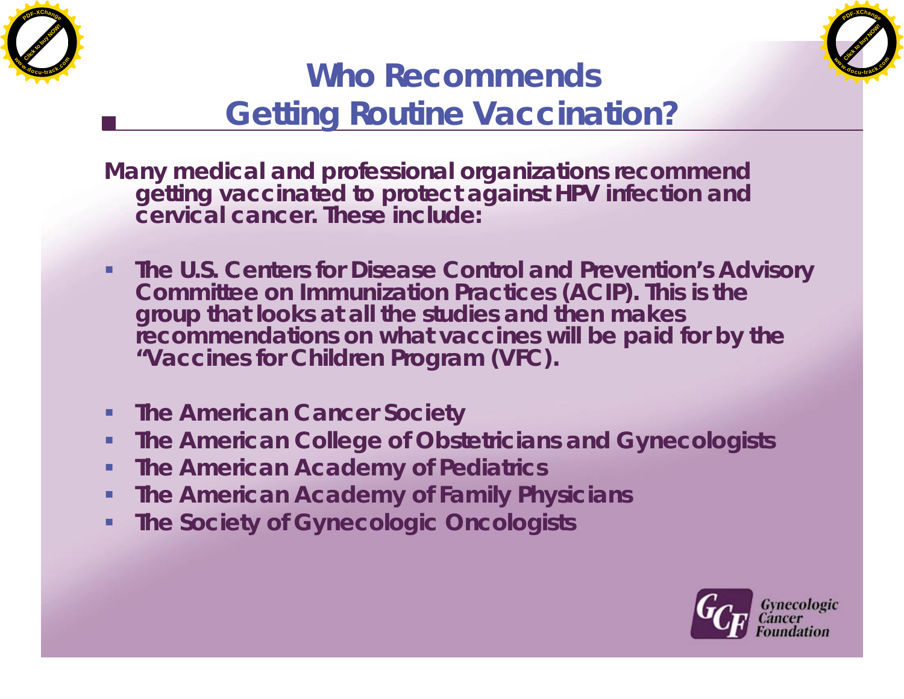# Who Recommends Getting Routine Vaccination?

Many medical and professional organizations recommend getting vaccinated to protect against HPV infection and cervical cancer. These include:

- The U.S. Centers for Disease Control and Prevention's Advisory Committee on Immunization Practices (ACIP). This is the group that looks at all the studies and then makes recommendations on what vaccines will be paid for by the "Vaccines for Children Program (VFC).

- The American Cancer Society
- The American College of Obstetricians and Gynecologists
- The American Academy of Pediatrics
- The American Academy of Family Physicians
- The Society of Gynecologic Oncologists

Gynecologic Cancer Foundation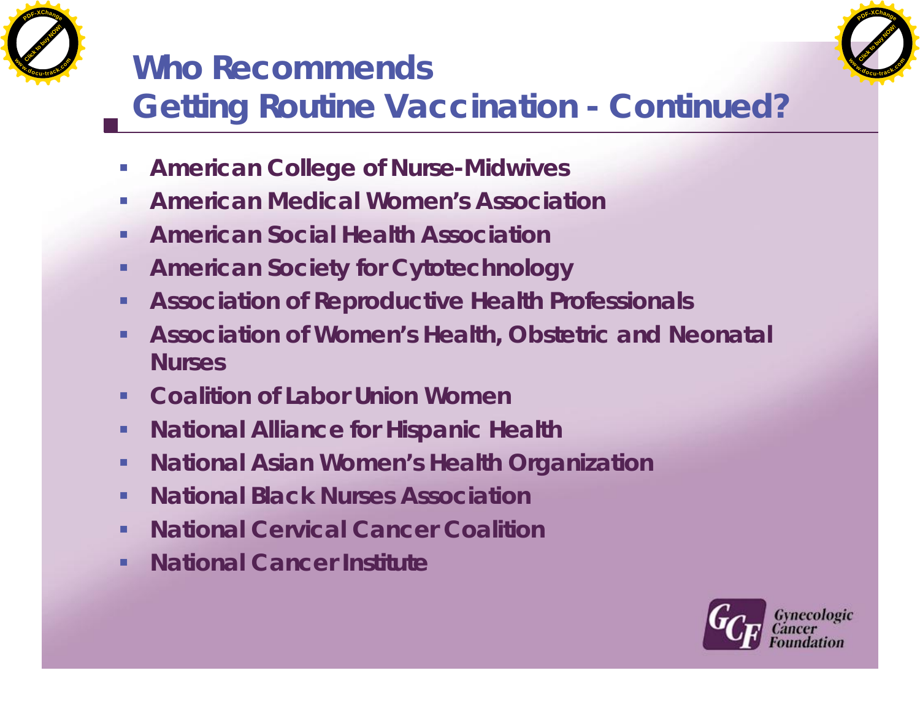# Who Recommends Getting Routine Vaccination - Continued?

- American College of Nurse-Midwives
- American Medical Women's Association
- American Social Health Association
- American Society for Cytotechnology
- Association of Reproductive Health Professionals
- Association of Women's Health, Obstetric and Neonatal Nurses
- Coalition of Labor Union Women
- National Alliance for Hispanic Health
- National Asian Women's Health Organization
- National Black Nurses Association
- National Cervical Cancer Coalition
- National Cancer Institute

Gynecologic Cancer Foundation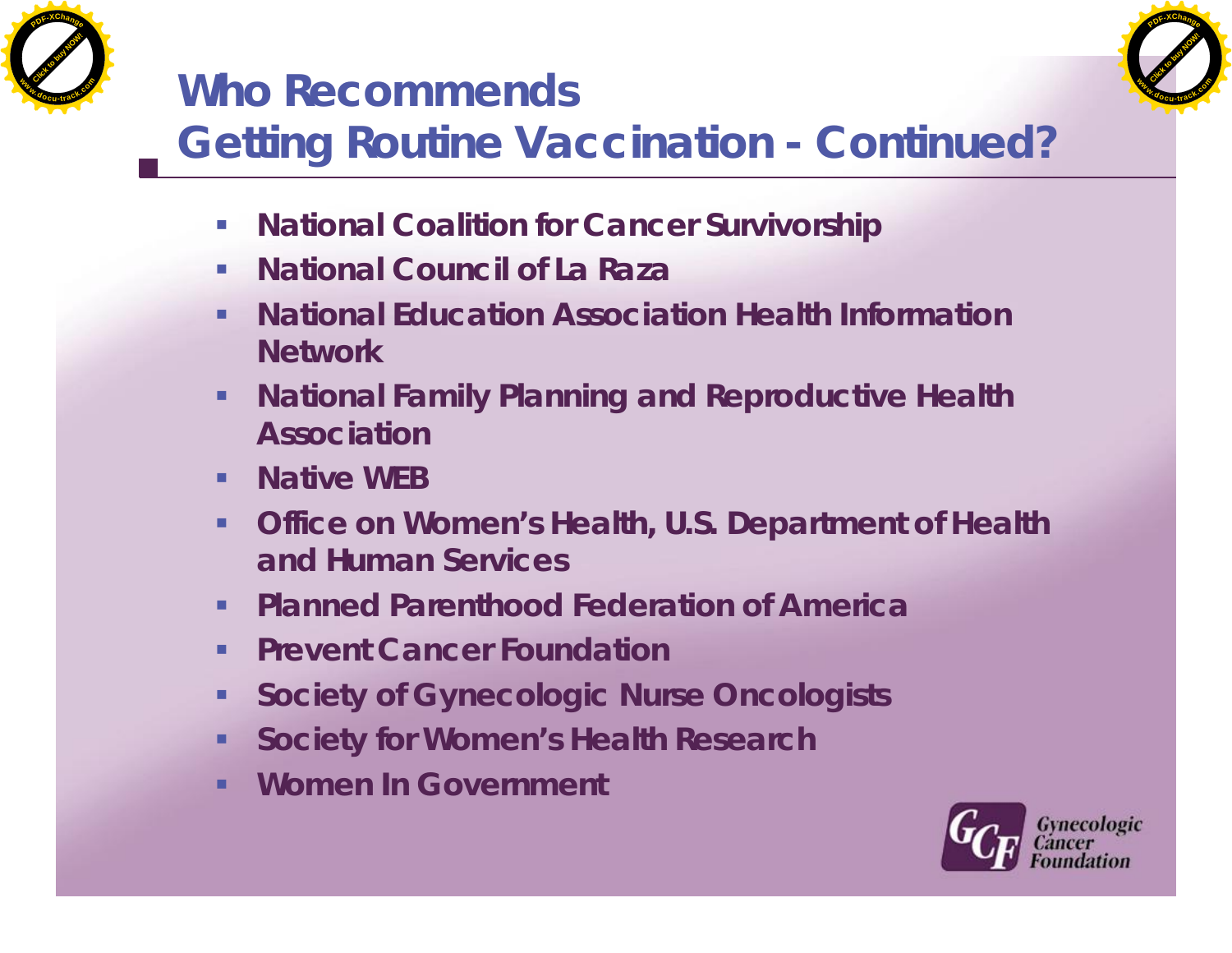# Who Recommends Getting Routine Vaccination - Continued?

- National Coalition for Cancer Survivorship
- National Council of La Raza
- National Education Association Health Information Network
- National Family Planning and Reproductive Health Association
- Native WEB
- Office on Women's Health, U.S. Department of Health and Human Services
- Planned Parenthood Federation of America
- Prevent Cancer Foundation
- Society of Gynecologic Nurse Oncologists
- Society for Women's Health Research
- Women In Government

Gynecologic Cancer Foundation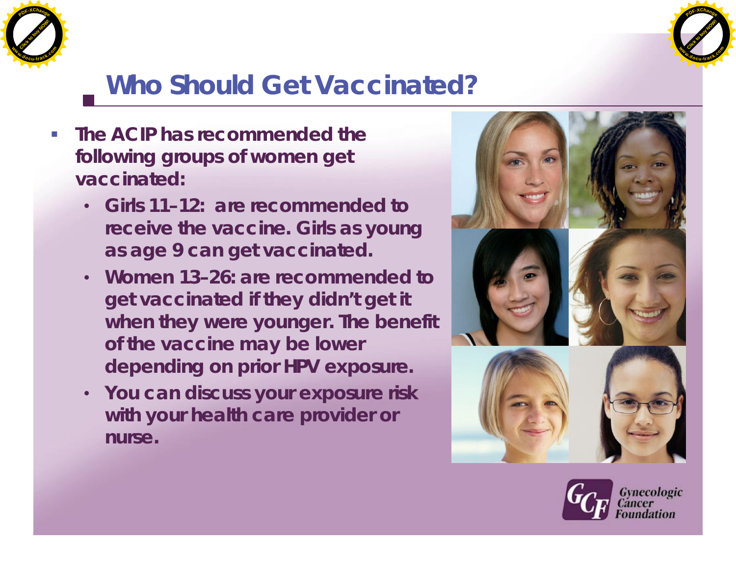## Who Should Get Vaccinated?

- **The ACIP has recommended the following groups of women get vaccinated:**
  - **Girls 11–12: are recommended to receive the vaccine. Girls as young as age 9 can get vaccinated.**
  - **Women 13–26: are recommended to get vaccinated if they didn't get it when they were younger. The benefit of the vaccine may be lower depending on prior HPV exposure.**
  - **You can discuss your exposure risk with your health care provider or nurse.**

Gynecologic Cancer Foundation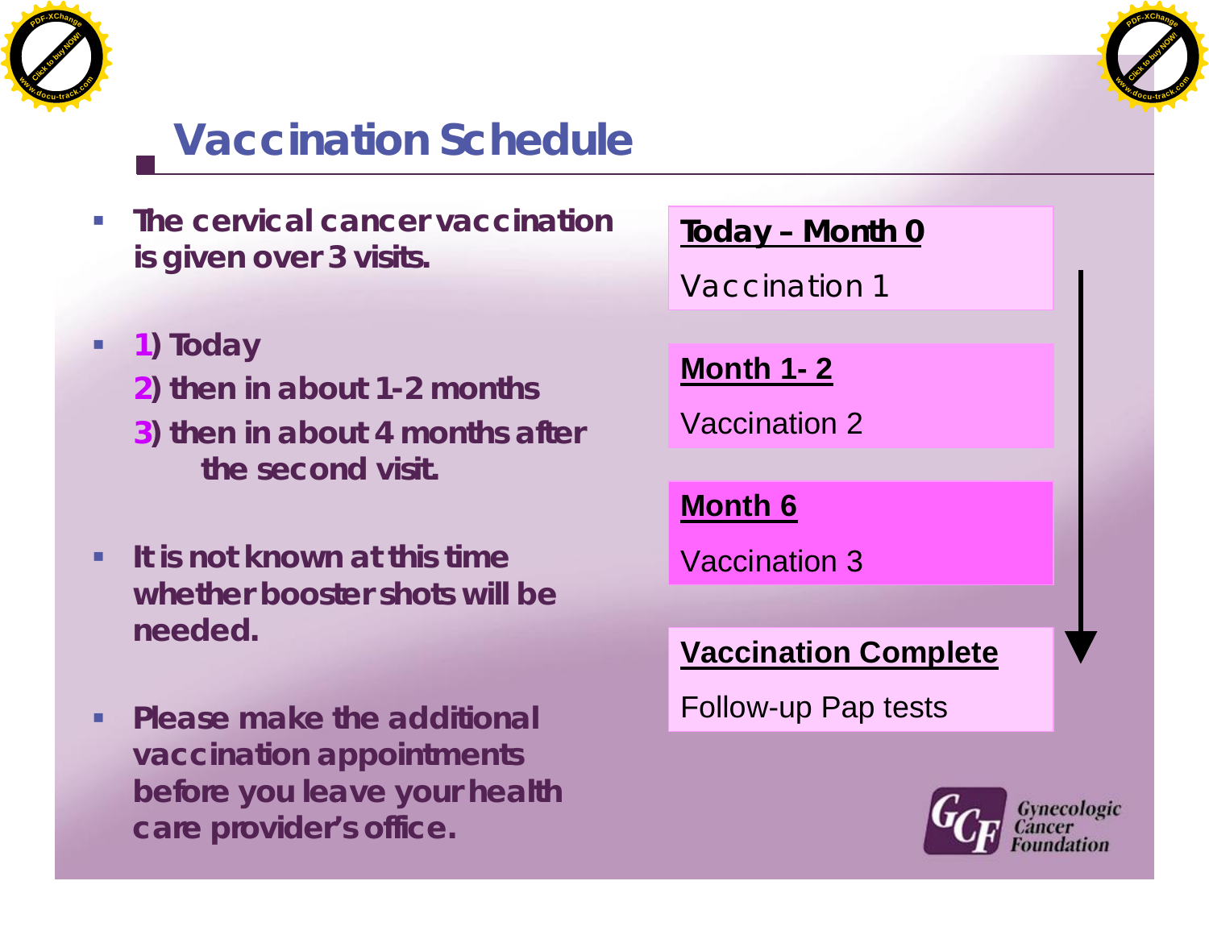# Vaccination Schedule

- **The cervical cancer vaccination is given over 3 visits.**
- **1) Today**
  **2) then in about 1-2 months**
  **3) then in about 4 months after the second visit.**
- **It is not known at this time whether booster shots will be needed.**
- **Please make the additional vaccination appointments before you leave your health care provider's office.**

**Today – Month 0**

Vaccination 1

**Month 1- 2**

Vaccination 2

**Month 6**

Vaccination 3

**Vaccination Complete**

Follow-up Pap tests

Gynecologic Cancer Foundation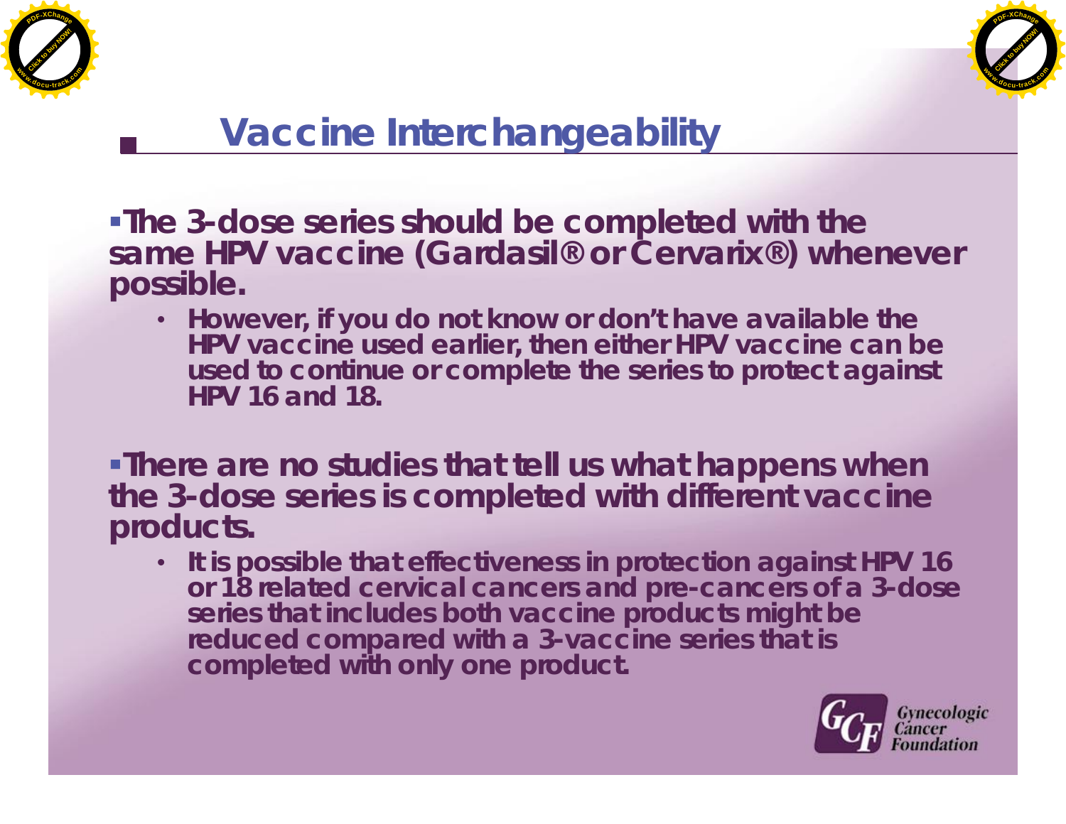# Vaccine Interchangeability

- **The 3-dose series should be completed with the same HPV vaccine (Gardasil® or Cervarix®) whenever possible.**
  - **However, if you do not know or don't have available the HPV vaccine used earlier, then either HPV vaccine can be used to continue or complete the series to protect against HPV 16 and 18.**

- **There are no studies that tell us what happens when the 3-dose series is completed with different vaccine products.**
  - **It is possible that effectiveness in protection against HPV 16 or 18 related cervical cancers and pre-cancers of a 3-dose series that includes both vaccine products might be reduced compared with a 3-vaccine series that is completed with only one product.**

Gynecologic Cancer Foundation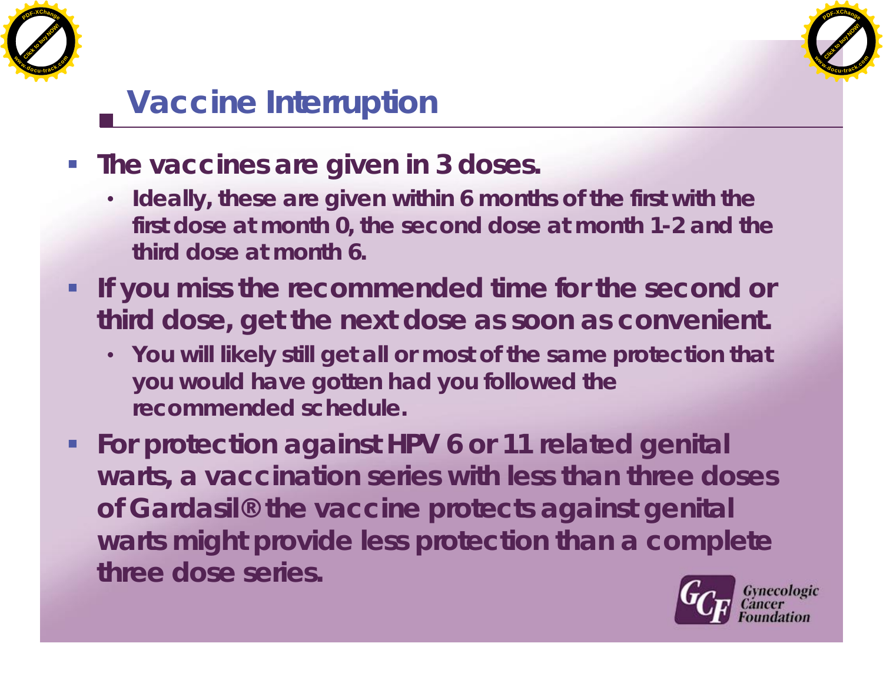## Vaccine Interruption

- The vaccines are given in 3 doses.
  - Ideally, these are given within 6 months of the first with the first dose at month 0, the second dose at month 1-2 and the third dose at month 6.
- If you miss the recommended time for the second or third dose, get the next dose as soon as convenient.
  - You will likely still get all or most of the same protection that you would have gotten had you followed the recommended schedule.
- For protection against HPV 6 or 11 related genital warts, a vaccination series with less than three doses of Gardasil® the vaccine protects against genital warts might provide less protection than a complete three dose series.

Gynecologic Cancer Foundation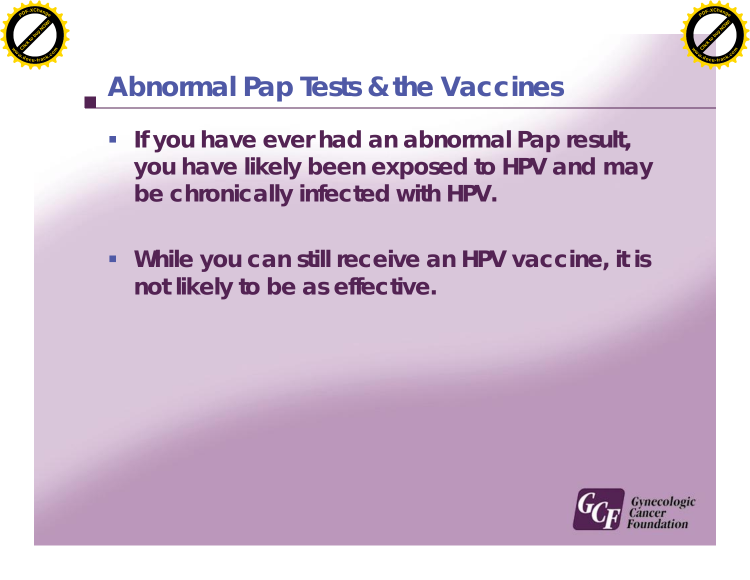# Abnormal Pap Tests & the Vaccines

- If you have ever had an abnormal Pap result, you have likely been exposed to HPV and may be chronically infected with HPV.
- While you can still receive an HPV vaccine, it is not likely to be as effective.

Gynecologic Cancer Foundation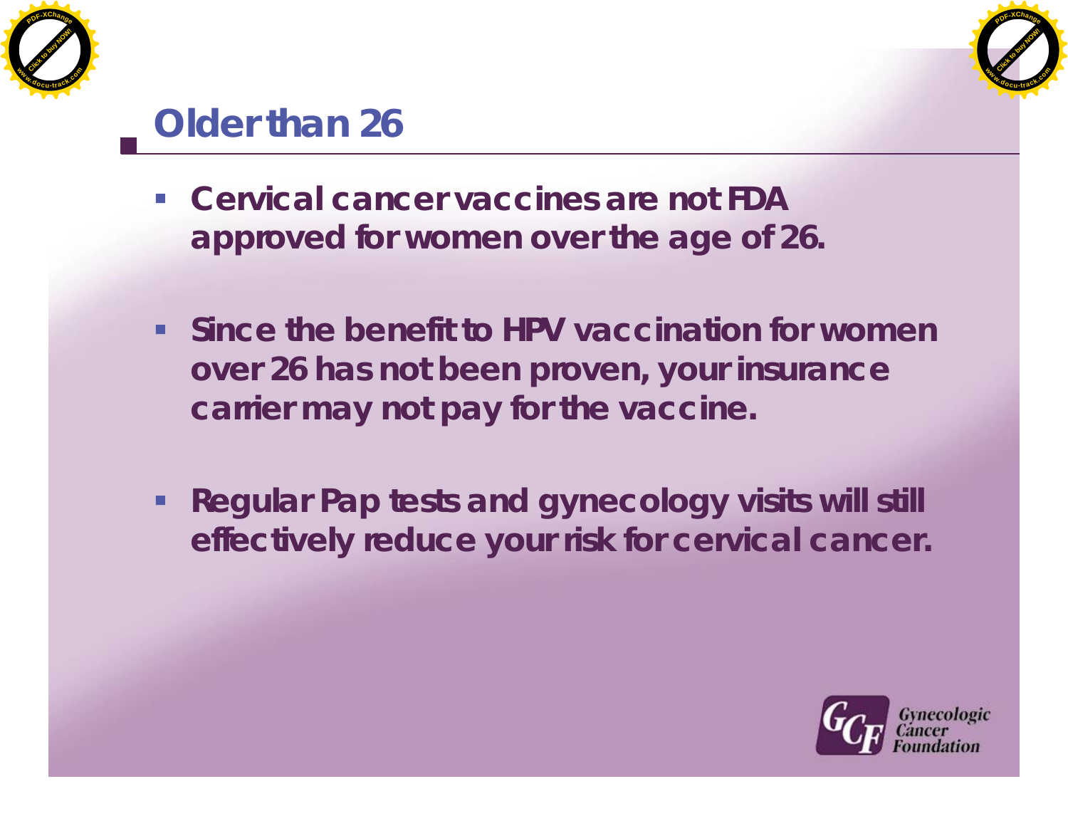# Older than 26

- Cervical cancer vaccines are not FDA approved for women over the age of 26.
- Since the benefit to HPV vaccination for women over 26 has not been proven, your insurance carrier may not pay for the vaccine.
- Regular Pap tests and gynecology visits will still effectively reduce your risk for cervical cancer.

Gynecologic Cancer Foundation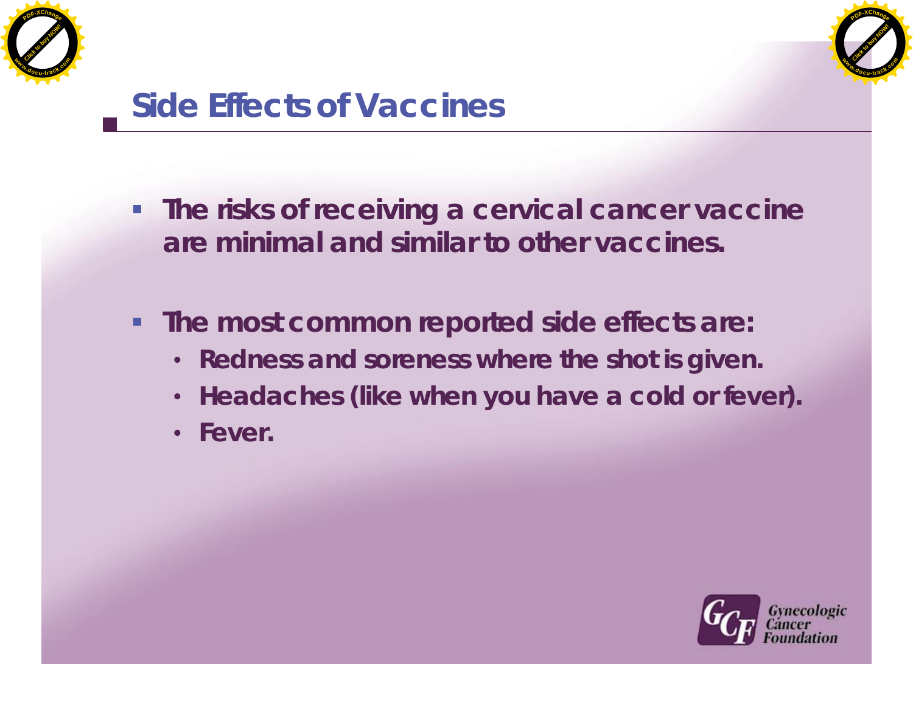## Side Effects of Vaccines

- The risks of receiving a cervical cancer vaccine are minimal and similar to other vaccines.
- The most common reported side effects are:
  - Redness and soreness where the shot is given.
  - Headaches (like when you have a cold or fever).
  - Fever.

Gynecologic Cancer Foundation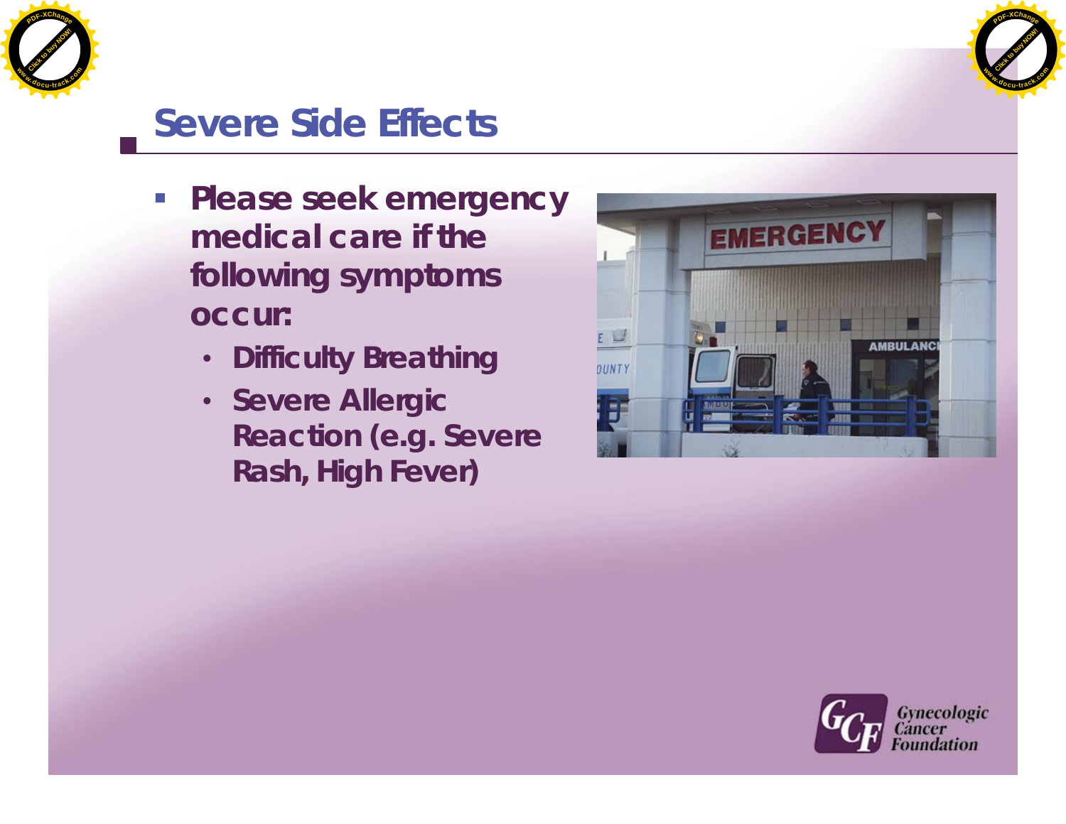## Severe Side Effects

- **Please seek emergency medical care if the following symptoms occur:**
  - **Difficulty Breathing**
  - **Severe Allergic Reaction (e.g. Severe Rash, High Fever)**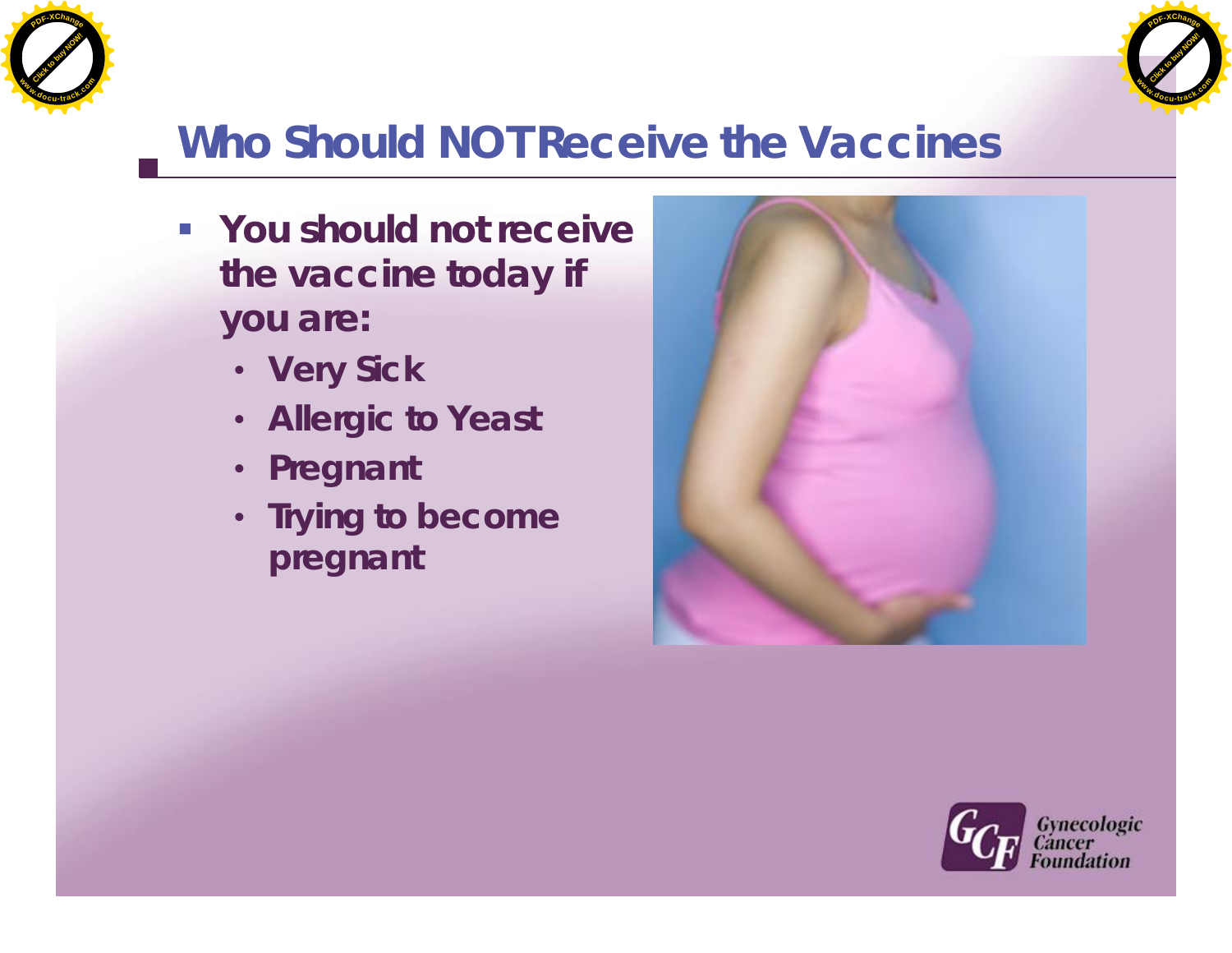# Who Should NOT Receive the Vaccines

- You should not receive the vaccine today if you are:
  - Very Sick
  - Allergic to Yeast
  - Pregnant
  - Trying to become pregnant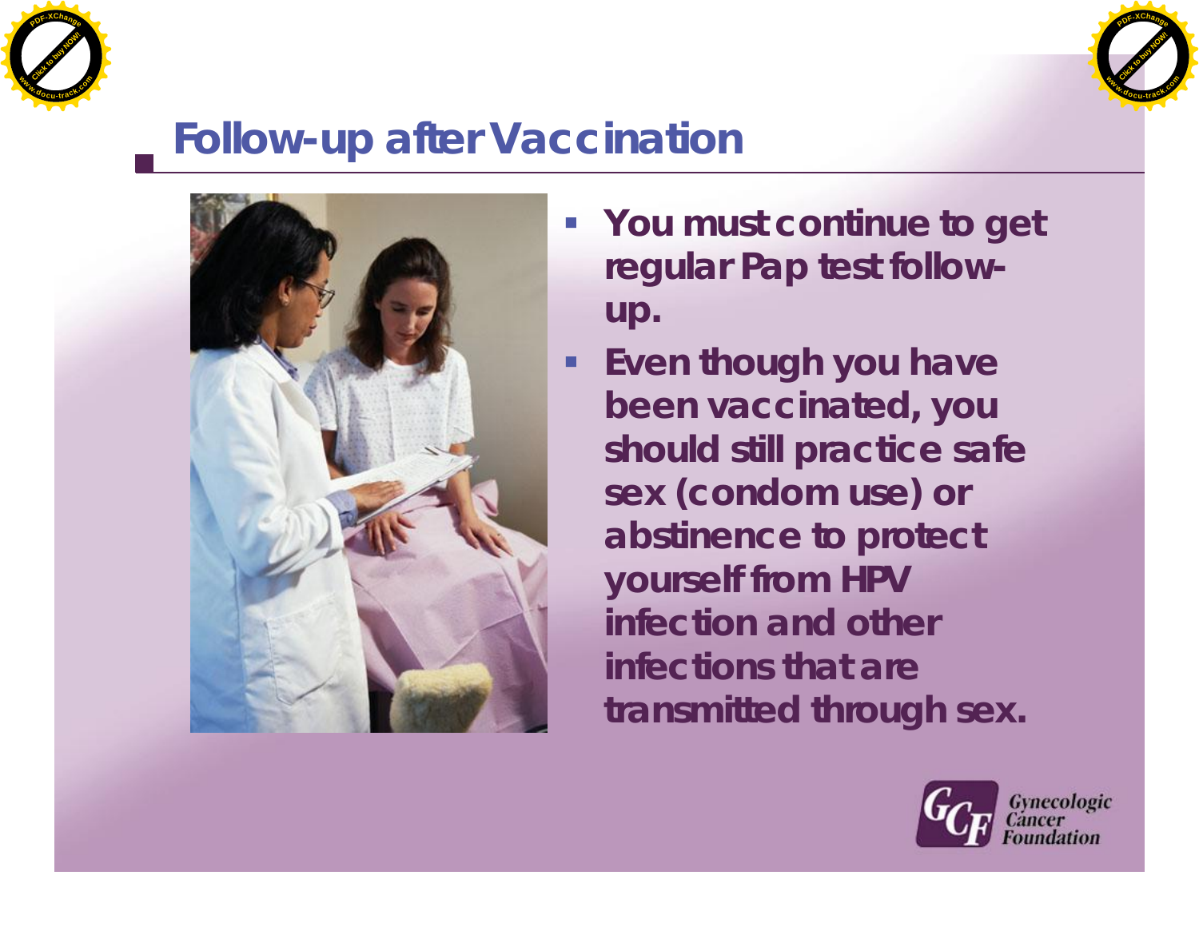## Follow-up after Vaccination

- **You must continue to get regular Pap test follow-up.**
- **Even though you have been vaccinated, you should still practice safe sex (condom use) or abstinence to protect yourself from HPV infection and other infections that are transmitted through sex.**

Gynecologic Cancer Foundation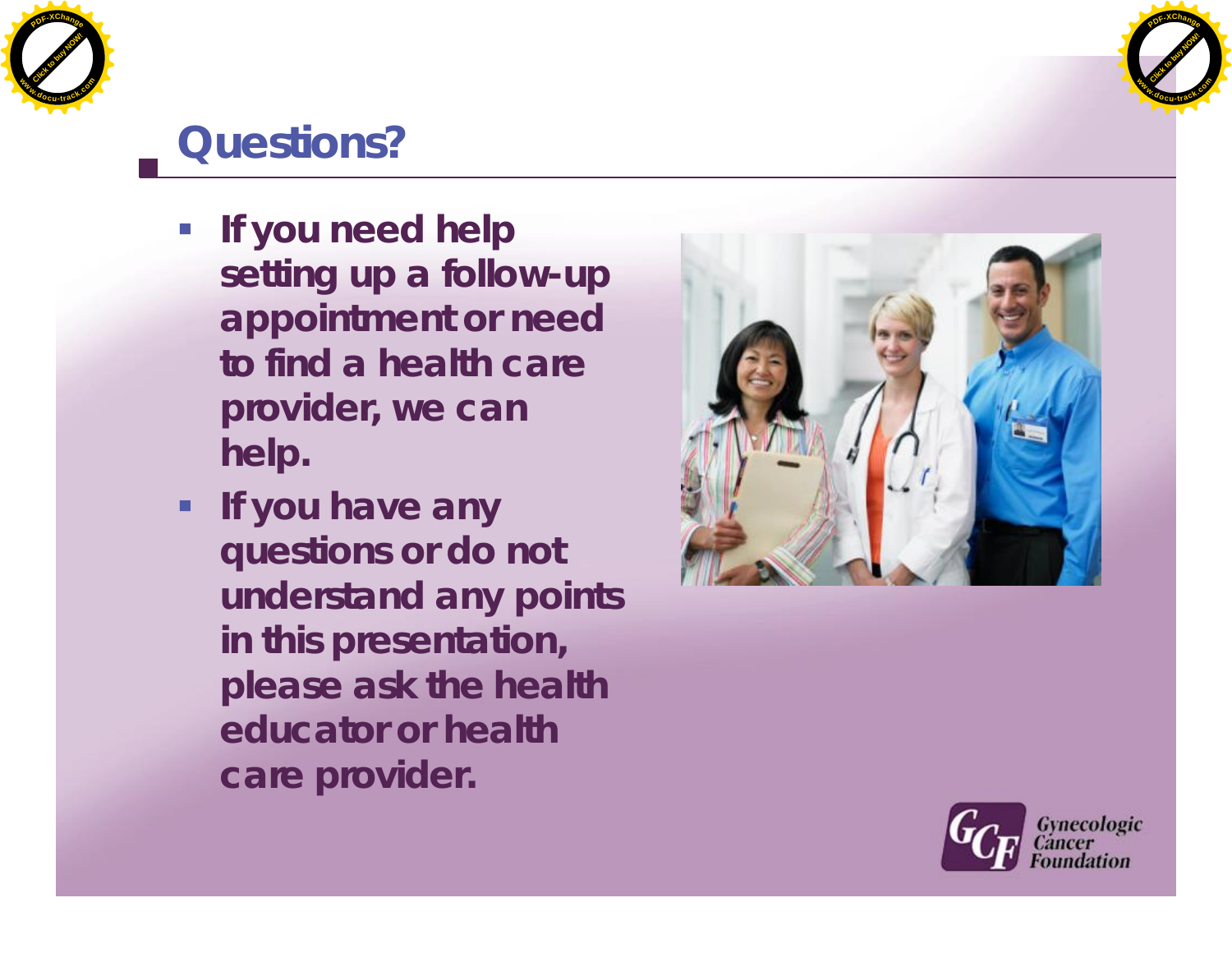## Questions?

- If you need help setting up a follow-up appointment or need to find a health care provider, we can help.
- If you have any questions or do not understand any points in this presentation, please ask the health educator or health care provider.

Gynecologic Cancer Foundation